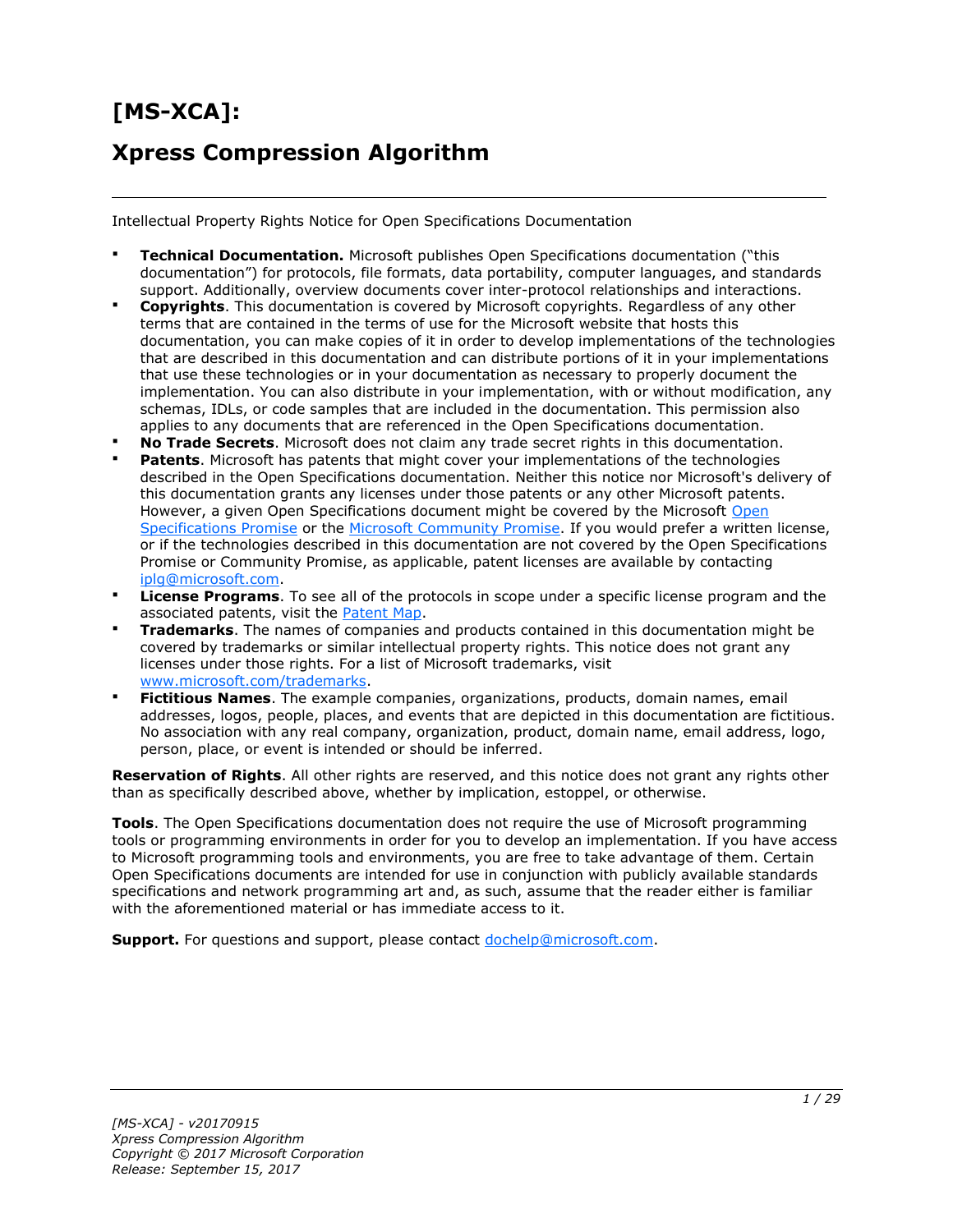# [MS-XCA]:

# Xpress Compression Algorithm

---

Intellectual Property Rights Notice for Open Specifications Documentation

- **Technical Documentation.** Microsoft publishes Open Specifications documentation ("this documentation") for protocols, file formats, data portability, computer languages, and standards support. Additionally, overview documents cover inter-protocol relationships and interactions.
- **Copyrights**. This documentation is covered by Microsoft copyrights. Regardless of any other terms that are contained in the terms of use for the Microsoft website that hosts this documentation, you can make copies of it in order to develop implementations of the technologies that are described in this documentation and can distribute portions of it in your implementations that use these technologies or in your documentation as necessary to properly document the implementation. You can also distribute in your implementation, with or without modification, any schemas, IDLs, or code samples that are included in the documentation. This permission also applies to any documents that are referenced in the Open Specifications documentation.
- **No Trade Secrets**. Microsoft does not claim any trade secret rights in this documentation.
- **Patents**. Microsoft has patents that might cover your implementations of the technologies described in the Open Specifications documentation. Neither this notice nor Microsoft's delivery of this documentation grants any licenses under those patents or any other Microsoft patents. However, a given Open Specifications document might be covered by the Microsoft Open Specifications Promise or the Microsoft Community Promise. If you would prefer a written license, or if the technologies described in this documentation are not covered by the Open Specifications Promise or Community Promise, as applicable, patent licenses are available by contacting iplg@microsoft.com.
- **License Programs**. To see all of the protocols in scope under a specific license program and the associated patents, visit the Patent Map.
- **Trademarks**. The names of companies and products contained in this documentation might be covered by trademarks or similar intellectual property rights. This notice does not grant any licenses under those rights. For a list of Microsoft trademarks, visit www.microsoft.com/trademarks.
- **Fictitious Names**. The example companies, organizations, products, domain names, email addresses, logos, people, places, and events that are depicted in this documentation are fictitious. No association with any real company, organization, product, domain name, email address, logo, person, place, or event is intended or should be inferred.

**Reservation of Rights**. All other rights are reserved, and this notice does not grant any rights other than as specifically described above, whether by implication, estoppel, or otherwise.

**Tools**. The Open Specifications documentation does not require the use of Microsoft programming tools or programming environments in order for you to develop an implementation. If you have access to Microsoft programming tools and environments, you are free to take advantage of them. Certain Open Specifications documents are intended for use in conjunction with publicly available standards specifications and network programming art and, as such, assume that the reader either is familiar with the aforementioned material or has immediate access to it.

**Support.** For questions and support, please contact dochelp@microsoft.com.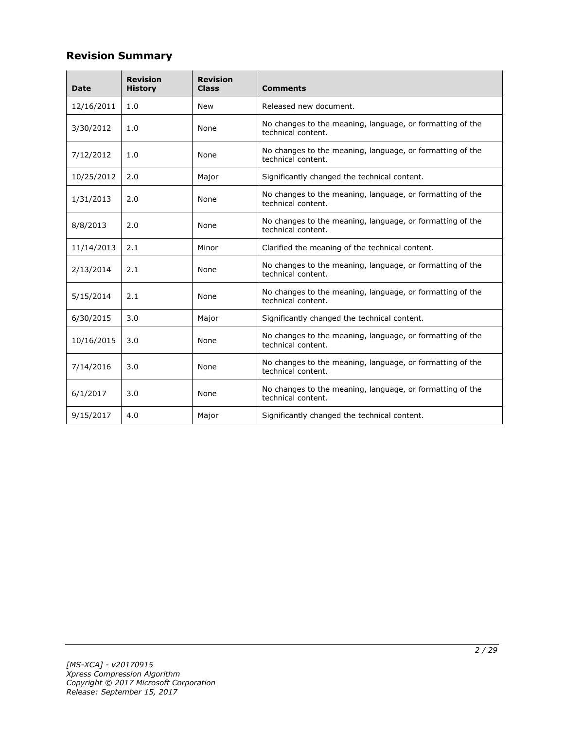## Revision Summary

| Date | Revision History | Revision Class | Comments |
| --- | --- | --- | --- |
| 12/16/2011 | 1.0 | New | Released new document. |
| 3/30/2012 | 1.0 | None | No changes to the meaning, language, or formatting of the technical content. |
| 7/12/2012 | 1.0 | None | No changes to the meaning, language, or formatting of the technical content. |
| 10/25/2012 | 2.0 | Major | Significantly changed the technical content. |
| 1/31/2013 | 2.0 | None | No changes to the meaning, language, or formatting of the technical content. |
| 8/8/2013 | 2.0 | None | No changes to the meaning, language, or formatting of the technical content. |
| 11/14/2013 | 2.1 | Minor | Clarified the meaning of the technical content. |
| 2/13/2014 | 2.1 | None | No changes to the meaning, language, or formatting of the technical content. |
| 5/15/2014 | 2.1 | None | No changes to the meaning, language, or formatting of the technical content. |
| 6/30/2015 | 3.0 | Major | Significantly changed the technical content. |
| 10/16/2015 | 3.0 | None | No changes to the meaning, language, or formatting of the technical content. |
| 7/14/2016 | 3.0 | None | No changes to the meaning, language, or formatting of the technical content. |
| 6/1/2017 | 3.0 | None | No changes to the meaning, language, or formatting of the technical content. |
| 9/15/2017 | 4.0 | Major | Significantly changed the technical content. |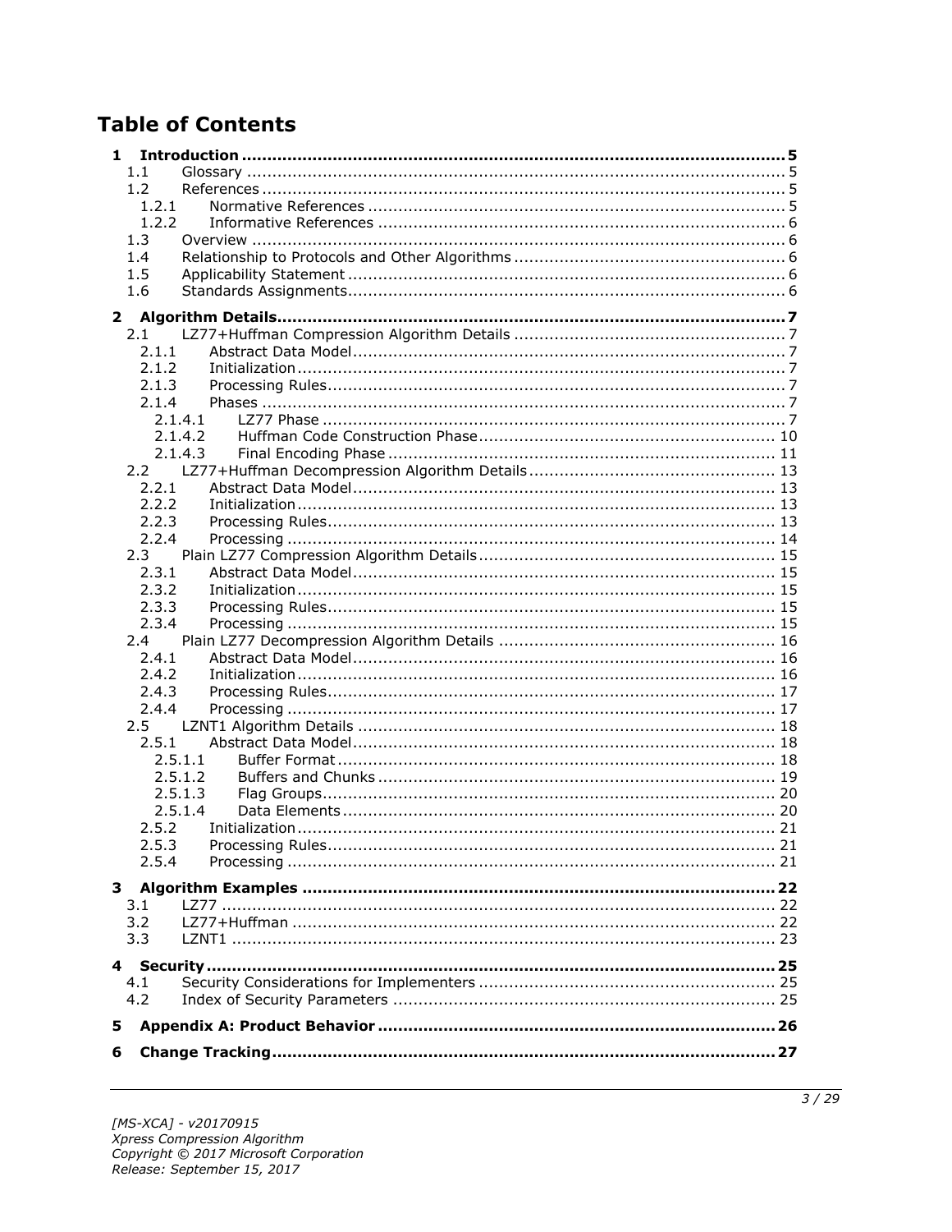# Table of Contents

**1 Introduction ........................................................................................................ 5**
- 1.1 Glossary ........................................................................................................ 5
- 1.2 References ..................................................................................................... 5
  - 1.2.1 Normative References ................................................................................ 5
  - 1.2.2 Informative References .............................................................................. 6
- 1.3 Overview ........................................................................................................ 6
- 1.4 Relationship to Protocols and Other Algorithms ................................................... 6
- 1.5 Applicability Statement .................................................................................... 6
- 1.6 Standards Assignments..................................................................................... 6

**2 Algorithm Details.................................................................................................. 7**
- 2.1 LZ77+Huffman Compression Algorithm Details .................................................... 7
  - 2.1.1 Abstract Data Model.................................................................................... 7
  - 2.1.2 Initialization................................................................................................ 7
  - 2.1.3 Processing Rules.......................................................................................... 7
  - 2.1.4 Phases ...................................................................................................... 7
    - 2.1.4.1 LZ77 Phase ........................................................................................... 7
    - 2.1.4.2 Huffman Code Construction Phase.......................................................... 10
    - 2.1.4.3 Final Encoding Phase ............................................................................ 11
- 2.2 LZ77+Huffman Decompression Algorithm Details................................................ 13
  - 2.2.1 Abstract Data Model.................................................................................. 13
  - 2.2.2 Initialization.............................................................................................. 13
  - 2.2.3 Processing Rules........................................................................................ 13
  - 2.2.4 Processing ............................................................................................... 14
- 2.3 Plain LZ77 Compression Algorithm Details.......................................................... 15
  - 2.3.1 Abstract Data Model.................................................................................. 15
  - 2.3.2 Initialization.............................................................................................. 15
  - 2.3.3 Processing Rules........................................................................................ 15
  - 2.3.4 Processing ............................................................................................... 15
- 2.4 Plain LZ77 Decompression Algorithm Details ...................................................... 16
  - 2.4.1 Abstract Data Model.................................................................................. 16
  - 2.4.2 Initialization.............................................................................................. 16
  - 2.4.3 Processing Rules........................................................................................ 17
  - 2.4.4 Processing ............................................................................................... 17
- 2.5 LZNT1 Algorithm Details ................................................................................. 18
  - 2.5.1 Abstract Data Model.................................................................................. 18
    - 2.5.1.1 Buffer Format ...................................................................................... 18
    - 2.5.1.2 Buffers and Chunks .............................................................................. 19
    - 2.5.1.3 Flag Groups......................................................................................... 20
    - 2.5.1.4 Data Elements ..................................................................................... 20
  - 2.5.2 Initialization.............................................................................................. 21
  - 2.5.3 Processing Rules........................................................................................ 21
  - 2.5.4 Processing ............................................................................................... 21

**3 Algorithm Examples ............................................................................................ 22**
- 3.1 LZ77 ............................................................................................................ 22
- 3.2 LZ77+Huffman .............................................................................................. 22
- 3.3 LZNT1 .......................................................................................................... 23

**4 Security.............................................................................................................. 25**
- 4.1 Security Considerations for Implementers .......................................................... 25
- 4.2 Index of Security Parameters ........................................................................... 25

**5 Appendix A: Product Behavior ............................................................................. 26**

**6 Change Tracking.................................................................................................. 27**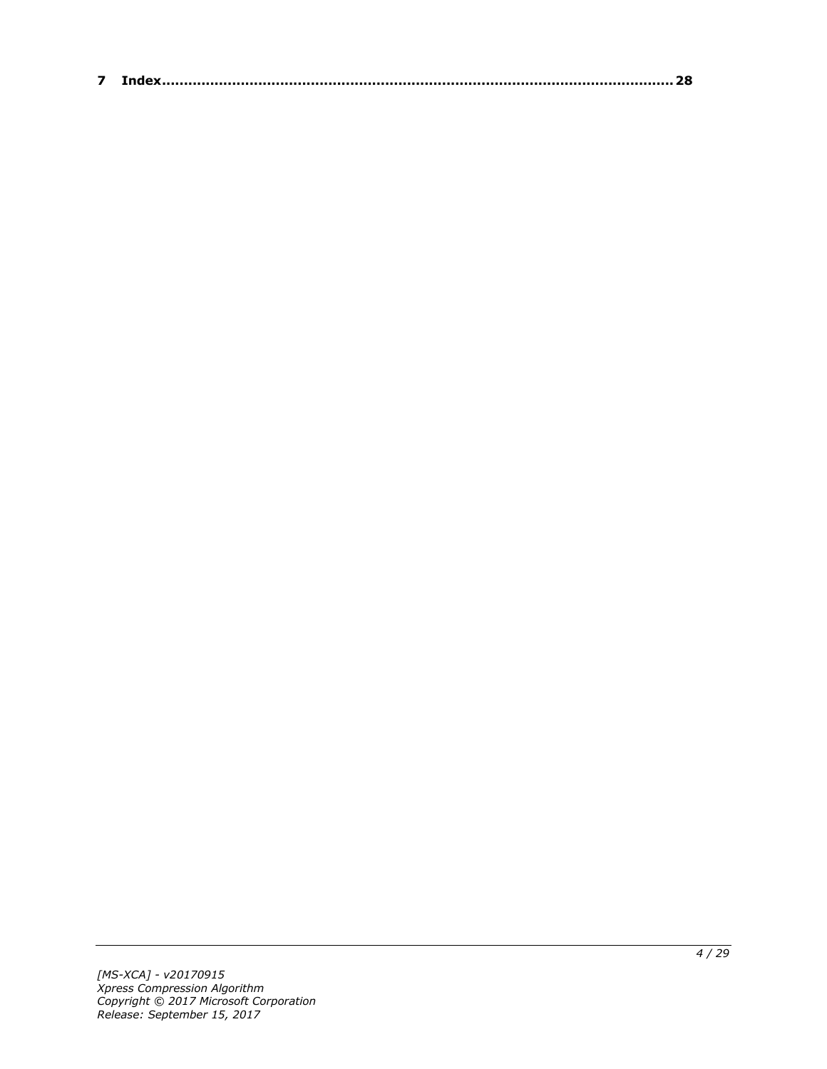**7 Index........................................................................................................ 28**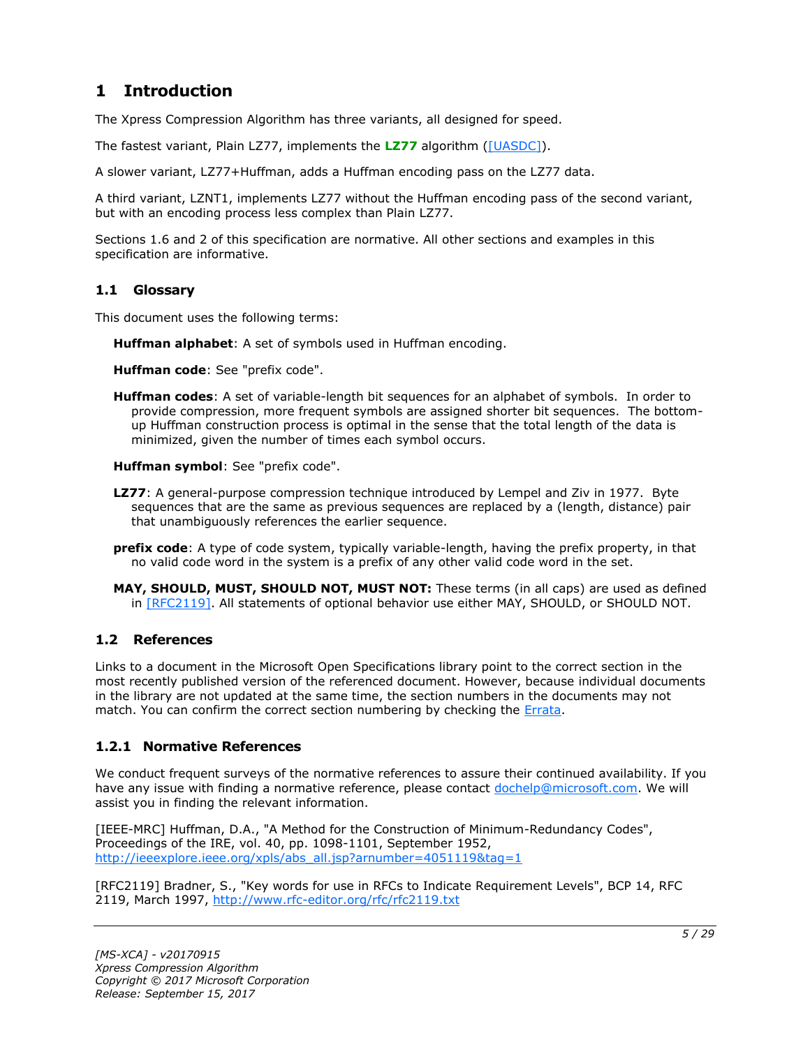# 1 Introduction

The Xpress Compression Algorithm has three variants, all designed for speed.

The fastest variant, Plain LZ77, implements the **LZ77** algorithm ([UASDC]).

A slower variant, LZ77+Huffman, adds a Huffman encoding pass on the LZ77 data.

A third variant, LZNT1, implements LZ77 without the Huffman encoding pass of the second variant, but with an encoding process less complex than Plain LZ77.

Sections 1.6 and 2 of this specification are normative. All other sections and examples in this specification are informative.

## 1.1 Glossary

This document uses the following terms:

**Huffman alphabet**: A set of symbols used in Huffman encoding.

**Huffman code**: See "prefix code".

**Huffman codes**: A set of variable-length bit sequences for an alphabet of symbols. In order to provide compression, more frequent symbols are assigned shorter bit sequences. The bottom-up Huffman construction process is optimal in the sense that the total length of the data is minimized, given the number of times each symbol occurs.

**Huffman symbol**: See "prefix code".

**LZ77**: A general-purpose compression technique introduced by Lempel and Ziv in 1977. Byte sequences that are the same as previous sequences are replaced by a (length, distance) pair that unambiguously references the earlier sequence.

**prefix code**: A type of code system, typically variable-length, having the prefix property, in that no valid code word in the system is a prefix of any other valid code word in the set.

**MAY, SHOULD, MUST, SHOULD NOT, MUST NOT:** These terms (in all caps) are used as defined in [RFC2119]. All statements of optional behavior use either MAY, SHOULD, or SHOULD NOT.

## 1.2 References

Links to a document in the Microsoft Open Specifications library point to the correct section in the most recently published version of the referenced document. However, because individual documents in the library are not updated at the same time, the section numbers in the documents may not match. You can confirm the correct section numbering by checking the Errata.

### 1.2.1 Normative References

We conduct frequent surveys of the normative references to assure their continued availability. If you have any issue with finding a normative reference, please contact dochelp@microsoft.com. We will assist you in finding the relevant information.

[IEEE-MRC] Huffman, D.A., "A Method for the Construction of Minimum-Redundancy Codes", Proceedings of the IRE, vol. 40, pp. 1098-1101, September 1952, http://ieeexplore.ieee.org/xpls/abs_all.jsp?arnumber=4051119&tag=1

[RFC2119] Bradner, S., "Key words for use in RFCs to Indicate Requirement Levels", BCP 14, RFC 2119, March 1997, http://www.rfc-editor.org/rfc/rfc2119.txt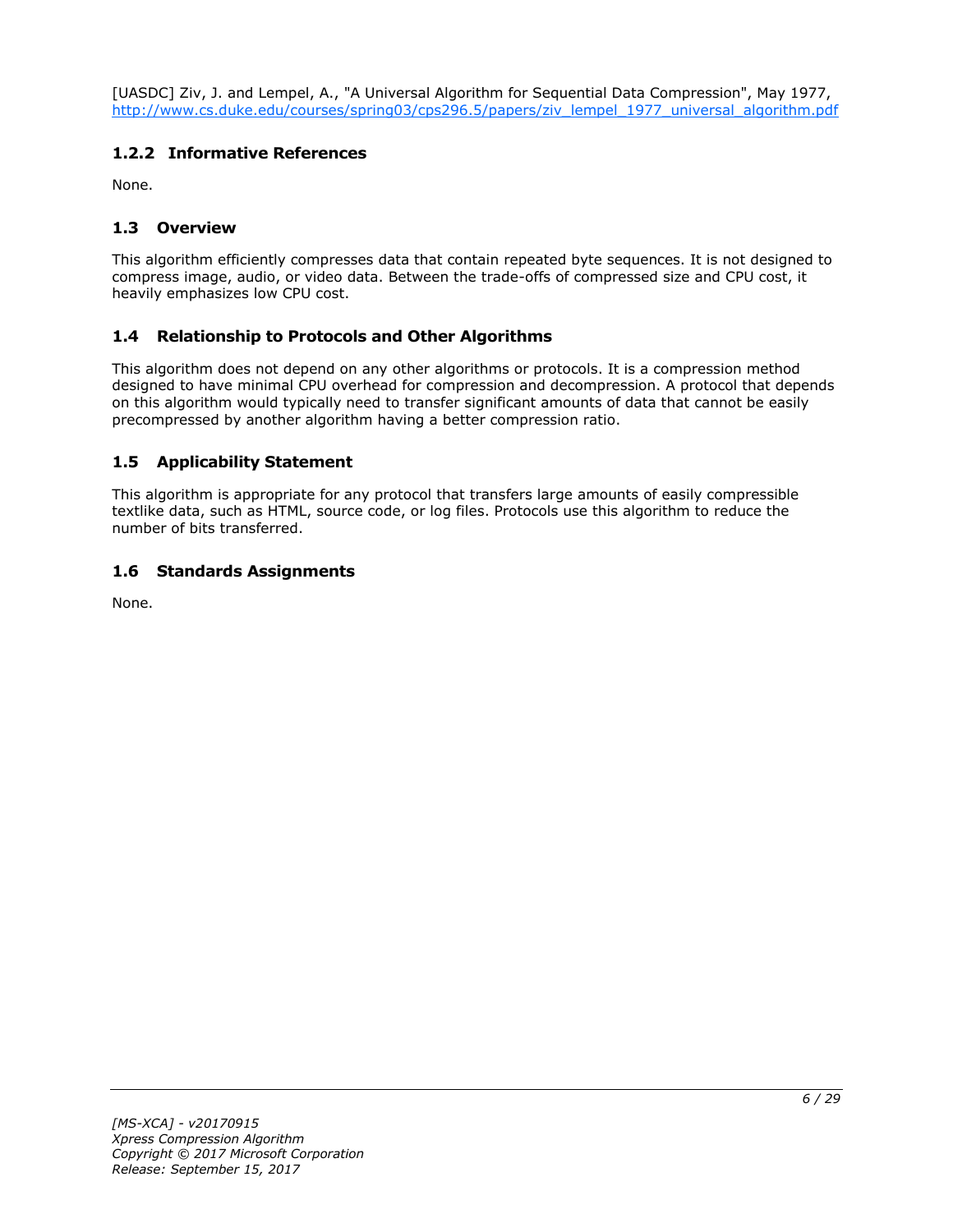[UASDC] Ziv, J. and Lempel, A., "A Universal Algorithm for Sequential Data Compression", May 1977, http://www.cs.duke.edu/courses/spring03/cps296.5/papers/ziv_lempel_1977_universal_algorithm.pdf

### 1.2.2 Informative References

None.

## 1.3 Overview

This algorithm efficiently compresses data that contain repeated byte sequences. It is not designed to compress image, audio, or video data. Between the trade-offs of compressed size and CPU cost, it heavily emphasizes low CPU cost.

## 1.4 Relationship to Protocols and Other Algorithms

This algorithm does not depend on any other algorithms or protocols. It is a compression method designed to have minimal CPU overhead for compression and decompression. A protocol that depends on this algorithm would typically need to transfer significant amounts of data that cannot be easily precompressed by another algorithm having a better compression ratio.

## 1.5 Applicability Statement

This algorithm is appropriate for any protocol that transfers large amounts of easily compressible textlike data, such as HTML, source code, or log files. Protocols use this algorithm to reduce the number of bits transferred.

## 1.6 Standards Assignments

None.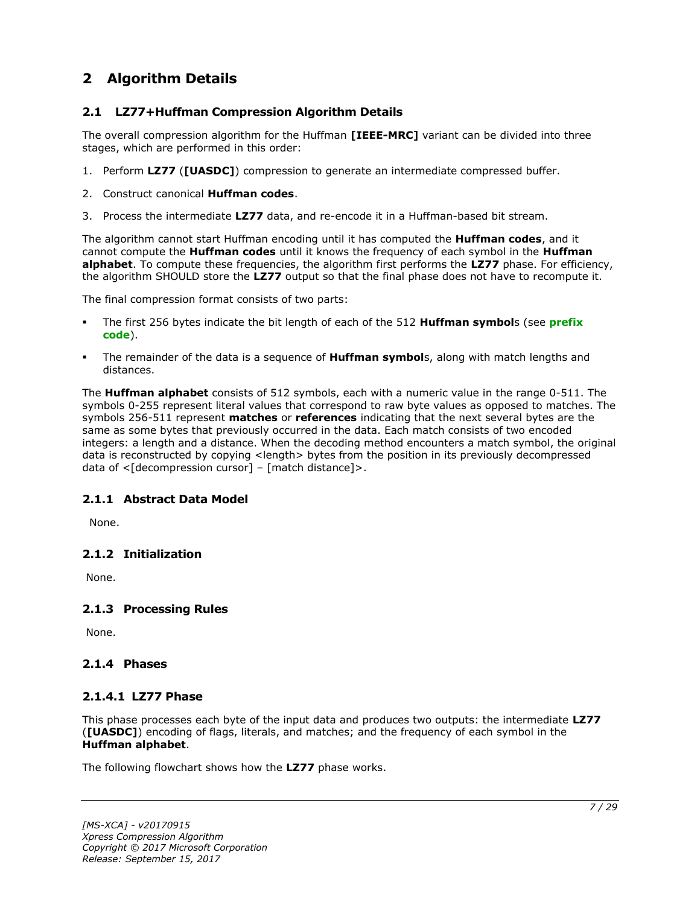# 2 Algorithm Details

## 2.1 LZ77+Huffman Compression Algorithm Details

The overall compression algorithm for the Huffman **[IEEE-MRC]** variant can be divided into three stages, which are performed in this order:

1. Perform **LZ77** (**[UASDC]**) compression to generate an intermediate compressed buffer.
2. Construct canonical **Huffman codes**.
3. Process the intermediate **LZ77** data, and re-encode it in a Huffman-based bit stream.

The algorithm cannot start Huffman encoding until it has computed the **Huffman codes**, and it cannot compute the **Huffman codes** until it knows the frequency of each symbol in the **Huffman alphabet**. To compute these frequencies, the algorithm first performs the **LZ77** phase. For efficiency, the algorithm SHOULD store the **LZ77** output so that the final phase does not have to recompute it.

The final compression format consists of two parts:

- The first 256 bytes indicate the bit length of each of the 512 **Huffman symbol**s (see **prefix code**).
- The remainder of the data is a sequence of **Huffman symbol**s, along with match lengths and distances.

The **Huffman alphabet** consists of 512 symbols, each with a numeric value in the range 0-511. The symbols 0-255 represent literal values that correspond to raw byte values as opposed to matches. The symbols 256-511 represent **matches** or **references** indicating that the next several bytes are the same as some bytes that previously occurred in the data. Each match consists of two encoded integers: a length and a distance. When the decoding method encounters a match symbol, the original data is reconstructed by copying <length> bytes from the position in its previously decompressed data of <[decompression cursor] – [match distance]>.

### 2.1.1 Abstract Data Model

None.

### 2.1.2 Initialization

None.

### 2.1.3 Processing Rules

None.

### 2.1.4 Phases

#### 2.1.4.1 LZ77 Phase

This phase processes each byte of the input data and produces two outputs: the intermediate **LZ77** (**[UASDC]**) encoding of flags, literals, and matches; and the frequency of each symbol in the **Huffman alphabet**.

The following flowchart shows how the **LZ77** phase works.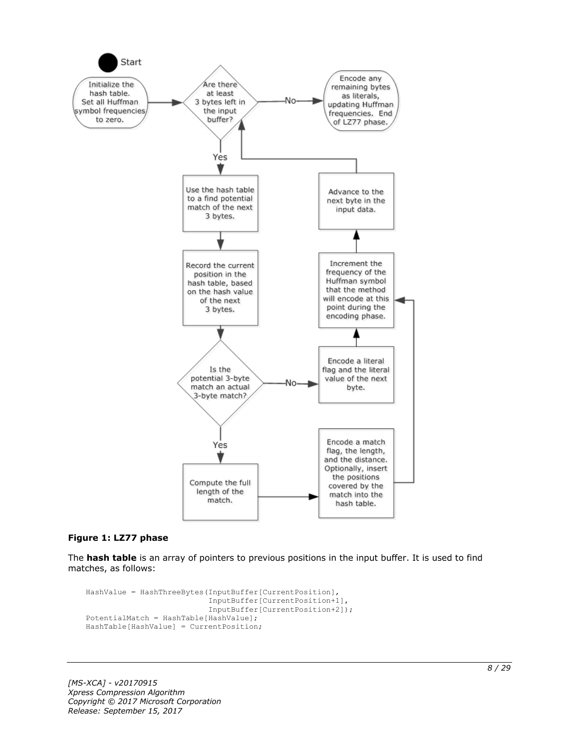**Figure 1: LZ77 phase**

The **hash table** is an array of pointers to previous positions in the input buffer. It is used to find matches, as follows:

```
HashValue = HashThreeBytes(InputBuffer[CurrentPosition],
                           InputBuffer[CurrentPosition+1],
                           InputBuffer[CurrentPosition+2]);
PotentialMatch = HashTable[HashValue];
HashTable[HashValue] = CurrentPosition;
```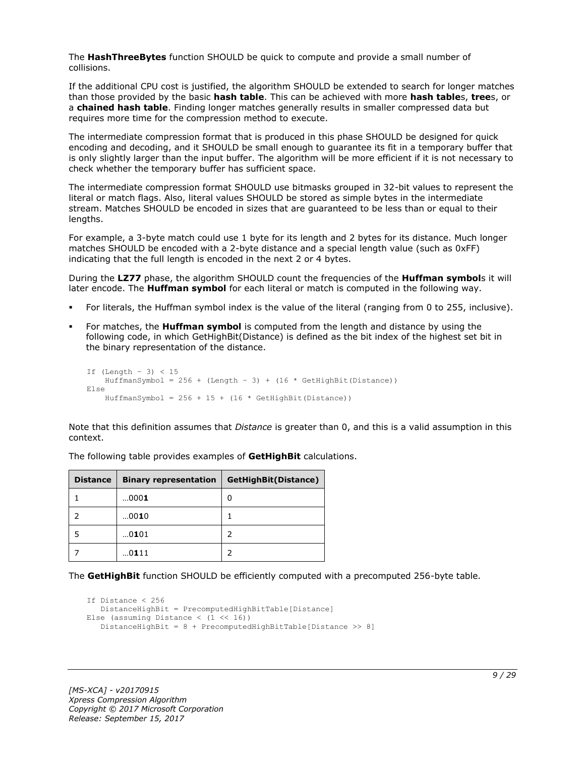The **HashThreeBytes** function SHOULD be quick to compute and provide a small number of collisions.

If the additional CPU cost is justified, the algorithm SHOULD be extended to search for longer matches than those provided by the basic **hash table**. This can be achieved with more **hash table**s, **tree**s, or a **chained hash table**. Finding longer matches generally results in smaller compressed data but requires more time for the compression method to execute.

The intermediate compression format that is produced in this phase SHOULD be designed for quick encoding and decoding, and it SHOULD be small enough to guarantee its fit in a temporary buffer that is only slightly larger than the input buffer. The algorithm will be more efficient if it is not necessary to check whether the temporary buffer has sufficient space.

The intermediate compression format SHOULD use bitmasks grouped in 32-bit values to represent the literal or match flags. Also, literal values SHOULD be stored as simple bytes in the intermediate stream. Matches SHOULD be encoded in sizes that are guaranteed to be less than or equal to their lengths.

For example, a 3-byte match could use 1 byte for its length and 2 bytes for its distance. Much longer matches SHOULD be encoded with a 2-byte distance and a special length value (such as 0xFF) indicating that the full length is encoded in the next 2 or 4 bytes.

During the **LZ77** phase, the algorithm SHOULD count the frequencies of the **Huffman symbol**s it will later encode. The **Huffman symbol** for each literal or match is computed in the following way.

- For literals, the Huffman symbol index is the value of the literal (ranging from 0 to 255, inclusive).
- For matches, the **Huffman symbol** is computed from the length and distance by using the following code, in which GetHighBit(Distance) is defined as the bit index of the highest set bit in the binary representation of the distance.

```
If (Length - 3) < 15
    HuffmanSymbol = 256 + (Length - 3) + (16 * GetHighBit(Distance))
Else
    HuffmanSymbol = 256 + 15 + (16 * GetHighBit(Distance))
```

Note that this definition assumes that *Distance* is greater than 0, and this is a valid assumption in this context.

The following table provides examples of **GetHighBit** calculations.

| Distance | Binary representation | GetHighBit(Distance) |
|---|---|---|
| 1 | …000**1** | 0 |
| 2 | …00**1**0 | 1 |
| 5 | …0**1**01 | 2 |
| 7 | …0**1**11 | 2 |

The **GetHighBit** function SHOULD be efficiently computed with a precomputed 256-byte table.

```
If Distance < 256
   DistanceHighBit = PrecomputedHighBitTable[Distance]
Else (assuming Distance < (1 << 16))
   DistanceHighBit = 8 + PrecomputedHighBitTable[Distance >> 8]
```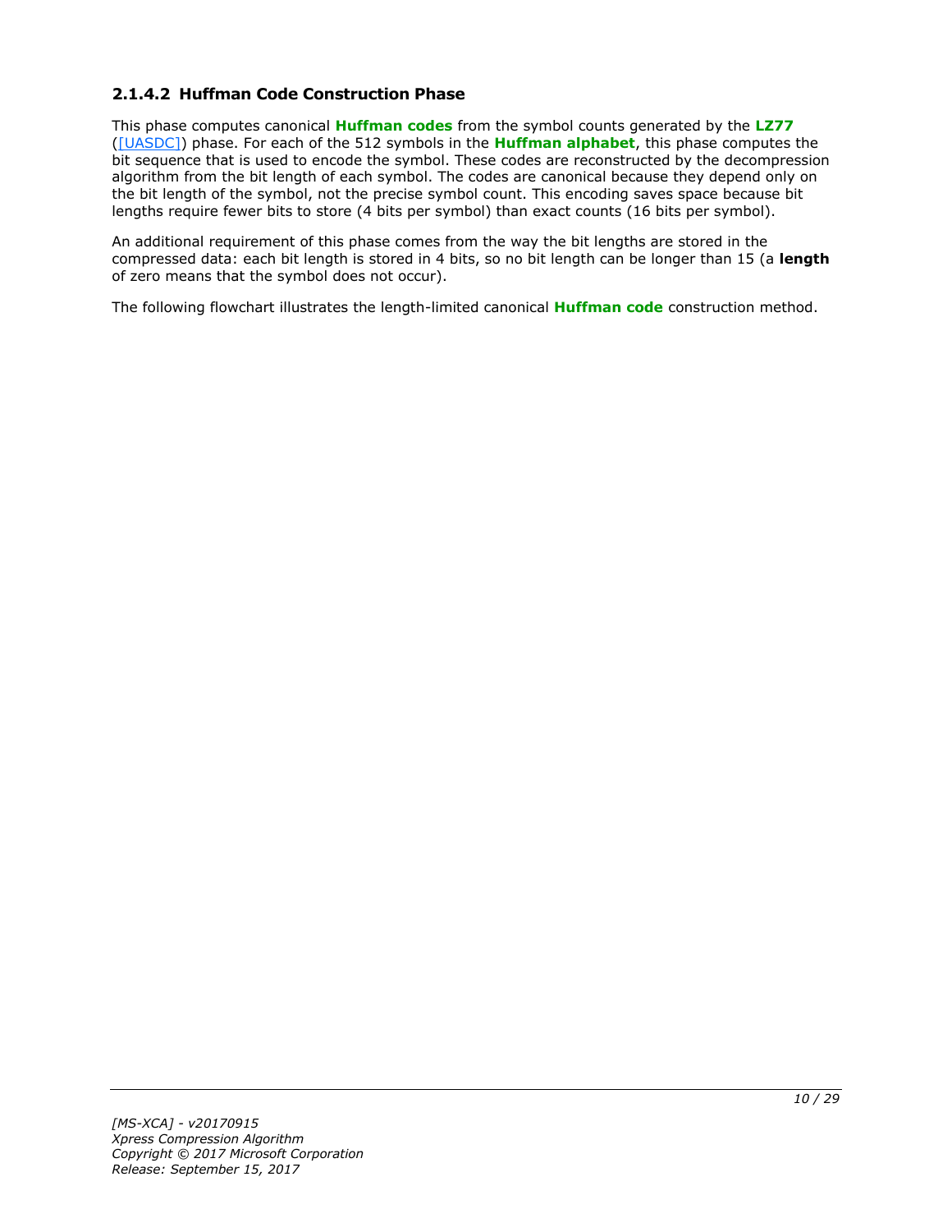#### 2.1.4.2 Huffman Code Construction Phase

This phase computes canonical **Huffman codes** from the symbol counts generated by the **LZ77** ([UASDC]) phase. For each of the 512 symbols in the **Huffman alphabet**, this phase computes the bit sequence that is used to encode the symbol. These codes are reconstructed by the decompression algorithm from the bit length of each symbol. The codes are canonical because they depend only on the bit length of the symbol, not the precise symbol count. This encoding saves space because bit lengths require fewer bits to store (4 bits per symbol) than exact counts (16 bits per symbol).

An additional requirement of this phase comes from the way the bit lengths are stored in the compressed data: each bit length is stored in 4 bits, so no bit length can be longer than 15 (a **length** of zero means that the symbol does not occur).

The following flowchart illustrates the length-limited canonical **Huffman code** construction method.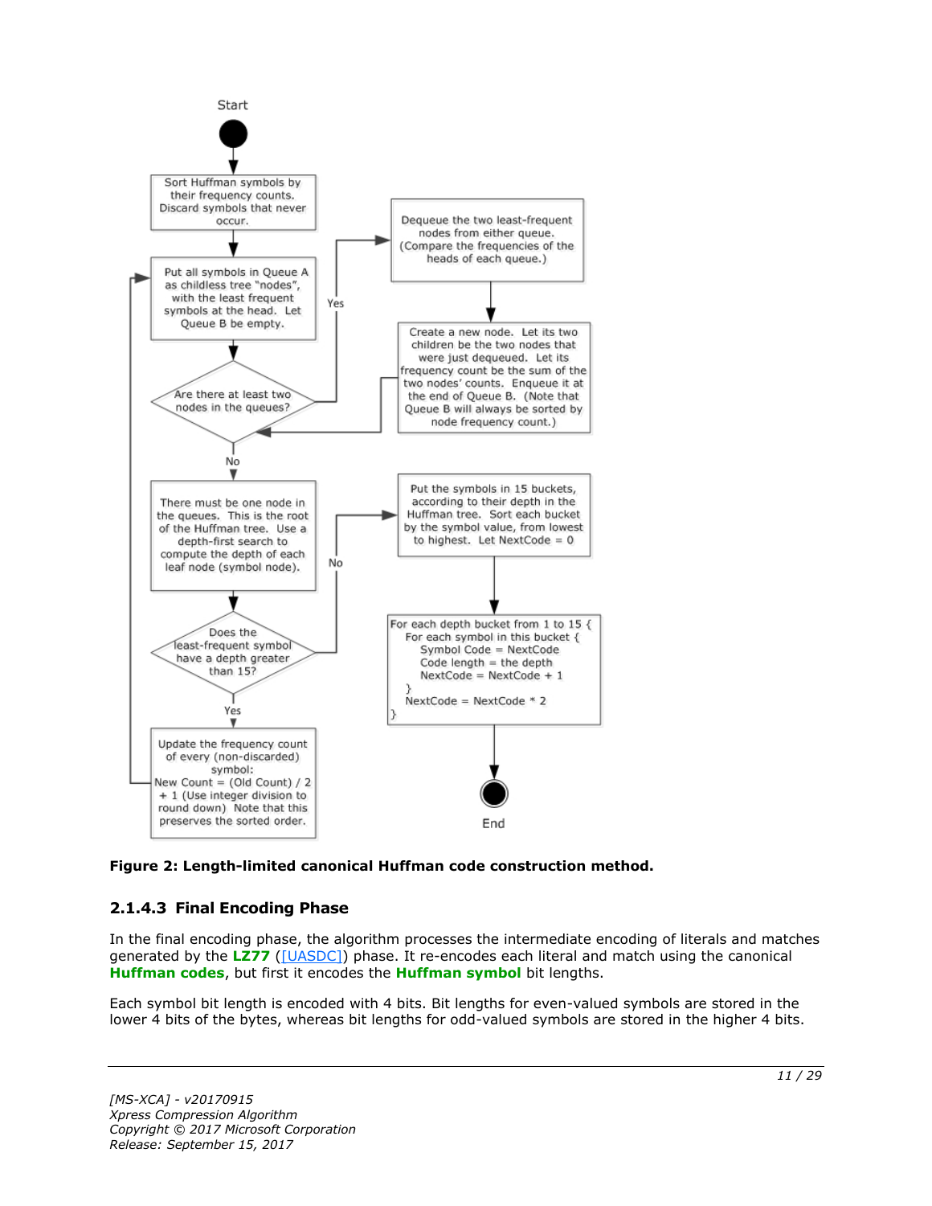Start

Sort Huffman symbols by their frequency counts. Discard symbols that never occur.

Put all symbols in Queue A as childless tree "nodes", with the least frequent symbols at the head. Let Queue B be empty.

Are there at least two nodes in the queues?

Yes

Dequeue the two least-frequent nodes from either queue. (Compare the frequencies of the heads of each queue.)

Create a new node. Let its two children be the two nodes that were just dequeued. Let its frequency count be the sum of the two nodes' counts. Enqueue it at the end of Queue B. (Note that Queue B will always be sorted by node frequency count.)

No

There must be one node in the queues. This is the root of the Huffman tree. Use a depth-first search to compute the depth of each leaf node (symbol node).

Does the least-frequent symbol have a depth greater than 15?

Yes

Update the frequency count of every (non-discarded) symbol: New Count = (Old Count) / 2 + 1 (Use integer division to round down) Note that this preserves the sorted order.

No

Put the symbols in 15 buckets, according to their depth in the Huffman tree. Sort each bucket by the symbol value, from lowest to highest. Let NextCode = 0

```
For each depth bucket from 1 to 15 {
  For each symbol in this bucket {
    Symbol Code = NextCode
    Code length = the depth
    NextCode = NextCode + 1
  }
  NextCode = NextCode * 2
}
```

End

**Figure 2: Length-limited canonical Huffman code construction method.**

### 2.1.4.3 Final Encoding Phase

In the final encoding phase, the algorithm processes the intermediate encoding of literals and matches generated by the **LZ77** ([UASDC]) phase. It re-encodes each literal and match using the canonical **Huffman codes**, but first it encodes the **Huffman symbol** bit lengths.

Each symbol bit length is encoded with 4 bits. Bit lengths for even-valued symbols are stored in the lower 4 bits of the bytes, whereas bit lengths for odd-valued symbols are stored in the higher 4 bits.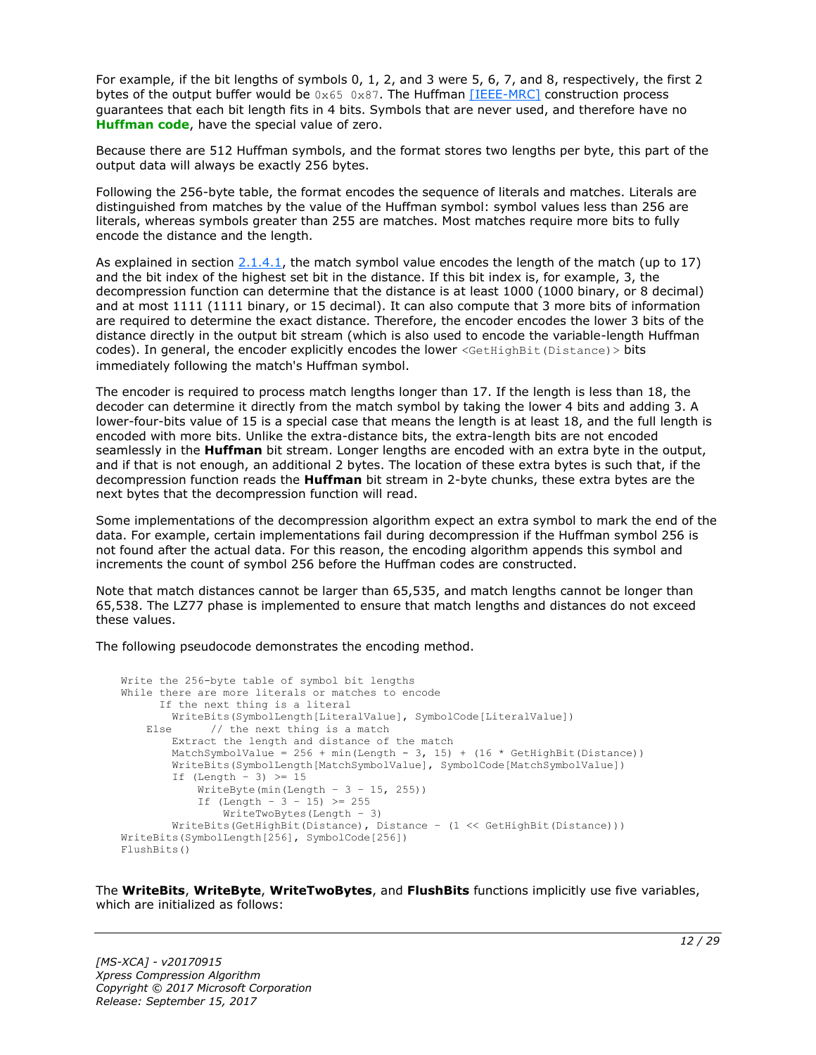For example, if the bit lengths of symbols 0, 1, 2, and 3 were 5, 6, 7, and 8, respectively, the first 2 bytes of the output buffer would be `0x65 0x87`. The Huffman [IEEE-MRC] construction process guarantees that each bit length fits in 4 bits. Symbols that are never used, and therefore have no **Huffman code**, have the special value of zero.

Because there are 512 Huffman symbols, and the format stores two lengths per byte, this part of the output data will always be exactly 256 bytes.

Following the 256-byte table, the format encodes the sequence of literals and matches. Literals are distinguished from matches by the value of the Huffman symbol: symbol values less than 256 are literals, whereas symbols greater than 255 are matches. Most matches require more bits to fully encode the distance and the length.

As explained in section 2.1.4.1, the match symbol value encodes the length of the match (up to 17) and the bit index of the highest set bit in the distance. If this bit index is, for example, 3, the decompression function can determine that the distance is at least 1000 (1000 binary, or 8 decimal) and at most 1111 (1111 binary, or 15 decimal). It can also compute that 3 more bits of information are required to determine the exact distance. Therefore, the encoder encodes the lower 3 bits of the distance directly in the output bit stream (which is also used to encode the variable-length Huffman codes). In general, the encoder explicitly encodes the lower `<GetHighBit(Distance)>` bits immediately following the match's Huffman symbol.

The encoder is required to process match lengths longer than 17. If the length is less than 18, the decoder can determine it directly from the match symbol by taking the lower 4 bits and adding 3. A lower-four-bits value of 15 is a special case that means the length is at least 18, and the full length is encoded with more bits. Unlike the extra-distance bits, the extra-length bits are not encoded seamlessly in the **Huffman** bit stream. Longer lengths are encoded with an extra byte in the output, and if that is not enough, an additional 2 bytes. The location of these extra bytes is such that, if the decompression function reads the **Huffman** bit stream in 2-byte chunks, these extra bytes are the next bytes that the decompression function will read.

Some implementations of the decompression algorithm expect an extra symbol to mark the end of the data. For example, certain implementations fail during decompression if the Huffman symbol 256 is not found after the actual data. For this reason, the encoding algorithm appends this symbol and increments the count of symbol 256 before the Huffman codes are constructed.

Note that match distances cannot be larger than 65,535, and match lengths cannot be longer than 65,538. The LZ77 phase is implemented to ensure that match lengths and distances do not exceed these values.

The following pseudocode demonstrates the encoding method.

```
Write the 256-byte table of symbol bit lengths
While there are more literals or matches to encode
      If the next thing is a literal
        WriteBits(SymbolLength[LiteralValue], SymbolCode[LiteralValue])
    Else      // the next thing is a match
        Extract the length and distance of the match
        MatchSymbolValue = 256 + min(Length - 3, 15) + (16 * GetHighBit(Distance))
        WriteBits(SymbolLength[MatchSymbolValue], SymbolCode[MatchSymbolValue])
        If (Length - 3) >= 15
            WriteByte(min(Length - 3 - 15, 255))
            If (Length - 3 - 15) >= 255
                WriteTwoBytes(Length - 3)
        WriteBits(GetHighBit(Distance), Distance - (1 << GetHighBit(Distance)))
WriteBits(SymbolLength[256], SymbolCode[256])
FlushBits()
```

The **WriteBits**, **WriteByte**, **WriteTwoBytes**, and **FlushBits** functions implicitly use five variables, which are initialized as follows: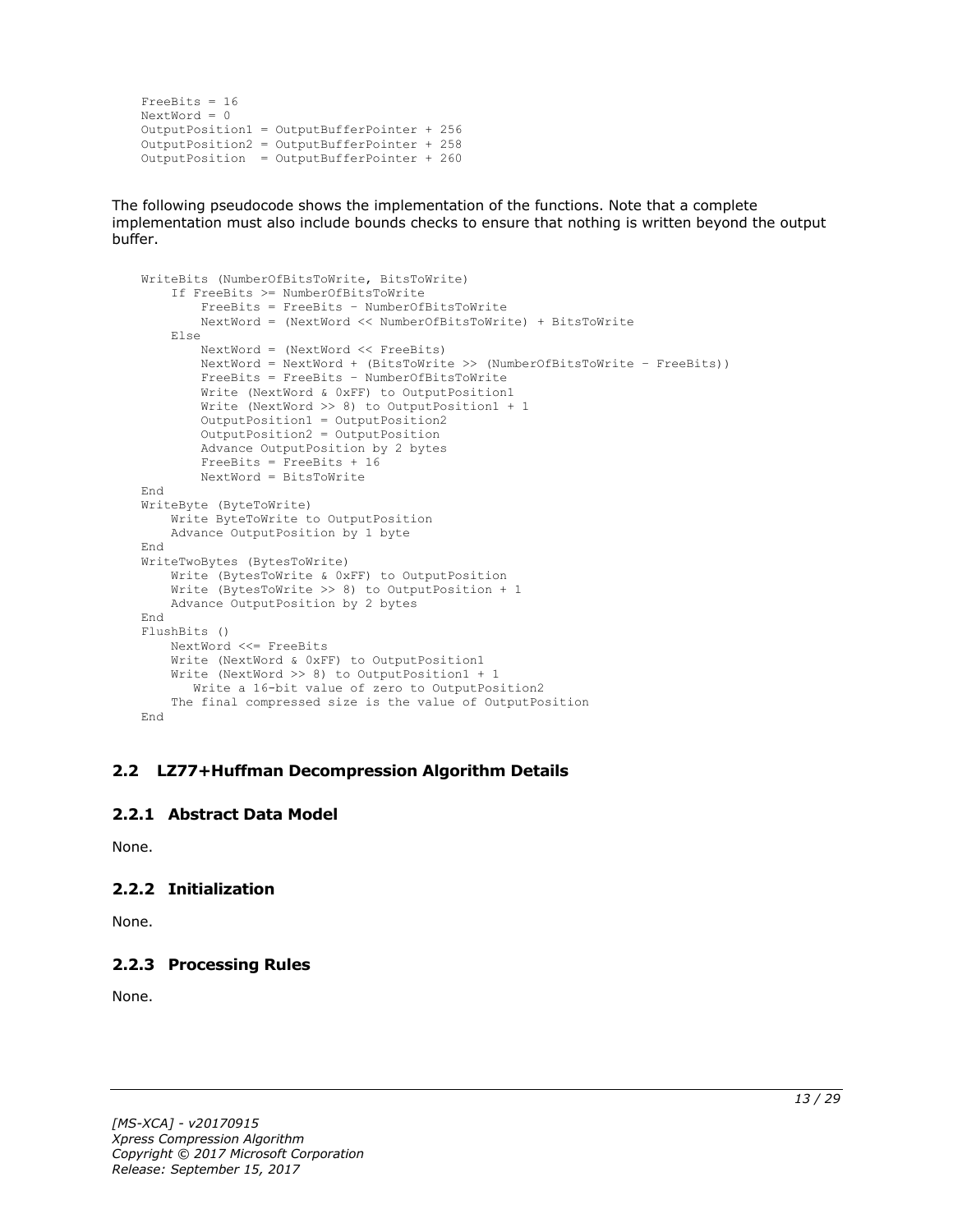```
FreeBits = 16
NextWord = 0
OutputPosition1 = OutputBufferPointer + 256
OutputPosition2 = OutputBufferPointer + 258
OutputPosition  = OutputBufferPointer + 260
```

The following pseudocode shows the implementation of the functions. Note that a complete implementation must also include bounds checks to ensure that nothing is written beyond the output buffer.

```
WriteBits (NumberOfBitsToWrite, BitsToWrite)
    If FreeBits >= NumberOfBitsToWrite
        FreeBits = FreeBits – NumberOfBitsToWrite
        NextWord = (NextWord << NumberOfBitsToWrite) + BitsToWrite
    Else
        NextWord = (NextWord << FreeBits)
        NextWord = NextWord + (BitsToWrite >> (NumberOfBitsToWrite – FreeBits))
        FreeBits = FreeBits – NumberOfBitsToWrite
        Write (NextWord & 0xFF) to OutputPosition1
        Write (NextWord >> 8) to OutputPosition1 + 1
        OutputPosition1 = OutputPosition2
        OutputPosition2 = OutputPosition
        Advance OutputPosition by 2 bytes
        FreeBits = FreeBits + 16
        NextWord = BitsToWrite
End
WriteByte (ByteToWrite)
    Write ByteToWrite to OutputPosition
    Advance OutputPosition by 1 byte
End
WriteTwoBytes (BytesToWrite)
    Write (BytesToWrite & 0xFF) to OutputPosition
    Write (BytesToWrite >> 8) to OutputPosition + 1
    Advance OutputPosition by 2 bytes
End
FlushBits ()
    NextWord <<= FreeBits
    Write (NextWord & 0xFF) to OutputPosition1
    Write (NextWord >> 8) to OutputPosition1 + 1
       Write a 16-bit value of zero to OutputPosition2
    The final compressed size is the value of OutputPosition
End
```

## 2.2 LZ77+Huffman Decompression Algorithm Details

### 2.2.1 Abstract Data Model

None.

### 2.2.2 Initialization

None.

### 2.2.3 Processing Rules

None.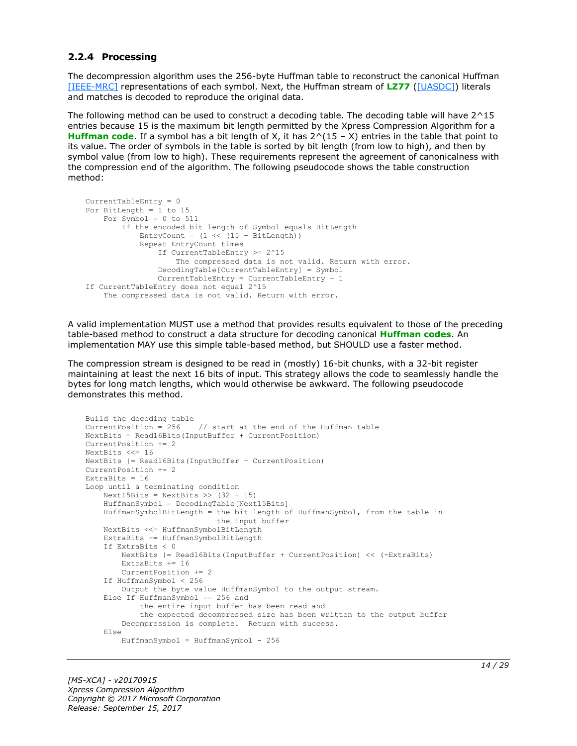### 2.2.4 Processing

The decompression algorithm uses the 256-byte Huffman table to reconstruct the canonical Huffman [IEEE-MRC] representations of each symbol. Next, the Huffman stream of **LZ77** ([UASDC]) literals and matches is decoded to reproduce the original data.

The following method can be used to construct a decoding table. The decoding table will have 2^15 entries because 15 is the maximum bit length permitted by the Xpress Compression Algorithm for a **Huffman code**. If a symbol has a bit length of X, it has 2^(15 – X) entries in the table that point to its value. The order of symbols in the table is sorted by bit length (from low to high), and then by symbol value (from low to high). These requirements represent the agreement of canonicalness with the compression end of the algorithm. The following pseudocode shows the table construction method:

```
CurrentTableEntry = 0
For BitLength = 1 to 15
    For Symbol = 0 to 511
        If the encoded bit length of Symbol equals BitLength
            EntryCount = (1 << (15 – BitLength))
            Repeat EntryCount times
                If CurrentTableEntry >= 2^15
                    The compressed data is not valid. Return with error.
                DecodingTable[CurrentTableEntry] = Symbol
                CurrentTableEntry = CurrentTableEntry + 1
If CurrentTableEntry does not equal 2^15
    The compressed data is not valid. Return with error.
```

A valid implementation MUST use a method that provides results equivalent to those of the preceding table-based method to construct a data structure for decoding canonical **Huffman codes**. An implementation MAY use this simple table-based method, but SHOULD use a faster method.

The compression stream is designed to be read in (mostly) 16-bit chunks, with a 32-bit register maintaining at least the next 16 bits of input. This strategy allows the code to seamlessly handle the bytes for long match lengths, which would otherwise be awkward. The following pseudocode demonstrates this method.

```
Build the decoding table
CurrentPosition = 256    // start at the end of the Huffman table
NextBits = Read16Bits(InputBuffer + CurrentPosition)
CurrentPosition += 2
NextBits <<= 16
NextBits |= Read16Bits(InputBuffer + CurrentPosition)
CurrentPosition += 2
ExtraBits = 16
Loop until a terminating condition
    Next15Bits = NextBits >> (32 – 15)
    HuffmanSymbol = DecodingTable[Next15Bits]
    HuffmanSymbolBitLength = the bit length of HuffmanSymbol, from the table in
                             the input buffer
    NextBits <<= HuffmanSymbolBitLength
    ExtraBits -= HuffmanSymbolBitLength
    If ExtraBits < 0
        NextBits |= Read16Bits(InputBuffer + CurrentPosition) << (-ExtraBits)
        ExtraBits += 16
        CurrentPosition += 2
    If HuffmanSymbol < 256
        Output the byte value HuffmanSymbol to the output stream.
    Else If HuffmanSymbol == 256 and
            the entire input buffer has been read and
            the expected decompressed size has been written to the output buffer
        Decompression is complete.  Return with success.
    Else
        HuffmanSymbol = HuffmanSymbol - 256
```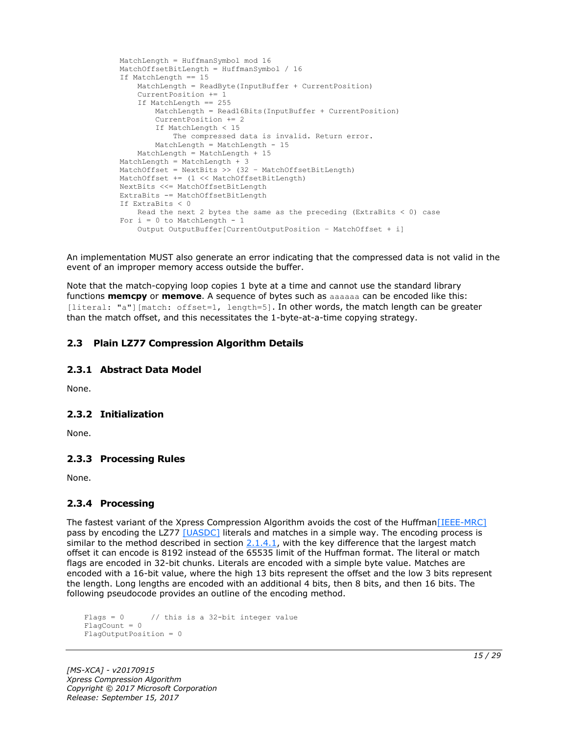```
MatchLength = HuffmanSymbol mod 16
MatchOffsetBitLength = HuffmanSymbol / 16
If MatchLength == 15
    MatchLength = ReadByte(InputBuffer + CurrentPosition)
    CurrentPosition += 1
    If MatchLength == 255
        MatchLength = Read16Bits(InputBuffer + CurrentPosition)
        CurrentPosition += 2
        If MatchLength < 15
            The compressed data is invalid. Return error.
        MatchLength = MatchLength - 15
    MatchLength = MatchLength + 15
MatchLength = MatchLength + 3
MatchOffset = NextBits >> (32 - MatchOffsetBitLength)
MatchOffset += (1 << MatchOffsetBitLength)
NextBits <<= MatchOffsetBitLength
ExtraBits -= MatchOffsetBitLength
If ExtraBits < 0
    Read the next 2 bytes the same as the preceding (ExtraBits < 0) case
For i = 0 to MatchLength - 1
    Output OutputBuffer[CurrentOutputPosition - MatchOffset + i]
```

An implementation MUST also generate an error indicating that the compressed data is not valid in the event of an improper memory access outside the buffer.

Note that the match-copying loop copies 1 byte at a time and cannot use the standard library functions **memcpy** or **memove**. A sequence of bytes such as `aaaaaa` can be encoded like this: `[literal: "a"][match: offset=1, length=5]`. In other words, the match length can be greater than the match offset, and this necessitates the 1-byte-at-a-time copying strategy.

## 2.3 Plain LZ77 Compression Algorithm Details

### 2.3.1 Abstract Data Model

None.

### 2.3.2 Initialization

None.

### 2.3.3 Processing Rules

None.

### 2.3.4 Processing

The fastest variant of the Xpress Compression Algorithm avoids the cost of the Huffman[IEEE-MRC] pass by encoding the LZ77 [UASDC] literals and matches in a simple way. The encoding process is similar to the method described in section 2.1.4.1, with the key difference that the largest match offset it can encode is 8192 instead of the 65535 limit of the Huffman format. The literal or match flags are encoded in 32-bit chunks. Literals are encoded with a simple byte value. Matches are encoded with a 16-bit value, where the high 13 bits represent the offset and the low 3 bits represent the length. Long lengths are encoded with an additional 4 bits, then 8 bits, and then 16 bits. The following pseudocode provides an outline of the encoding method.

```
Flags = 0       // this is a 32-bit integer value
FlagCount = 0
FlagOutputPosition = 0
```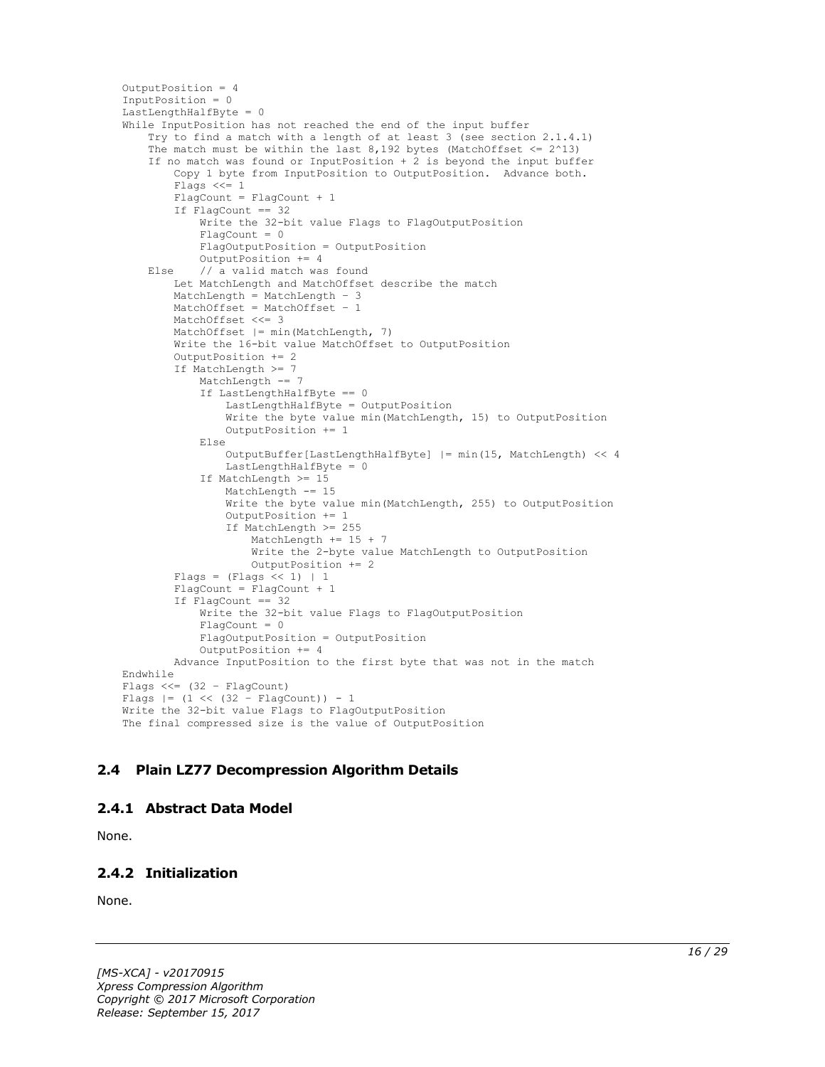```
OutputPosition = 4
InputPosition = 0
LastLengthHalfByte = 0
While InputPosition has not reached the end of the input buffer
    Try to find a match with a length of at least 3 (see section 2.1.4.1)
    The match must be within the last 8,192 bytes (MatchOffset <= 2^13)
    If no match was found or InputPosition + 2 is beyond the input buffer
        Copy 1 byte from InputPosition to OutputPosition.  Advance both.
        Flags <<= 1
        FlagCount = FlagCount + 1
        If FlagCount == 32
            Write the 32-bit value Flags to FlagOutputPosition
            FlagCount = 0
            FlagOutputPosition = OutputPosition
            OutputPosition += 4
    Else    // a valid match was found
        Let MatchLength and MatchOffset describe the match
        MatchLength = MatchLength - 3
        MatchOffset = MatchOffset - 1
        MatchOffset <<= 3
        MatchOffset |= min(MatchLength, 7)
        Write the 16-bit value MatchOffset to OutputPosition
        OutputPosition += 2
        If MatchLength >= 7
            MatchLength -= 7
            If LastLengthHalfByte == 0
                LastLengthHalfByte = OutputPosition
                Write the byte value min(MatchLength, 15) to OutputPosition
                OutputPosition += 1
            Else
                OutputBuffer[LastLengthHalfByte] |= min(15, MatchLength) << 4
                LastLengthHalfByte = 0
            If MatchLength >= 15
                MatchLength -= 15
                Write the byte value min(MatchLength, 255) to OutputPosition
                OutputPosition += 1
                If MatchLength >= 255
                    MatchLength += 15 + 7
                    Write the 2-byte value MatchLength to OutputPosition
                    OutputPosition += 2
        Flags = (Flags << 1) | 1
        FlagCount = FlagCount + 1
        If FlagCount == 32
            Write the 32-bit value Flags to FlagOutputPosition
            FlagCount = 0
            FlagOutputPosition = OutputPosition
            OutputPosition += 4
        Advance InputPosition to the first byte that was not in the match
Endwhile
Flags <<= (32 - FlagCount)
Flags |= (1 << (32 - FlagCount)) - 1
Write the 32-bit value Flags to FlagOutputPosition
The final compressed size is the value of OutputPosition
```

## 2.4 Plain LZ77 Decompression Algorithm Details

### 2.4.1 Abstract Data Model

None.

### 2.4.2 Initialization

None.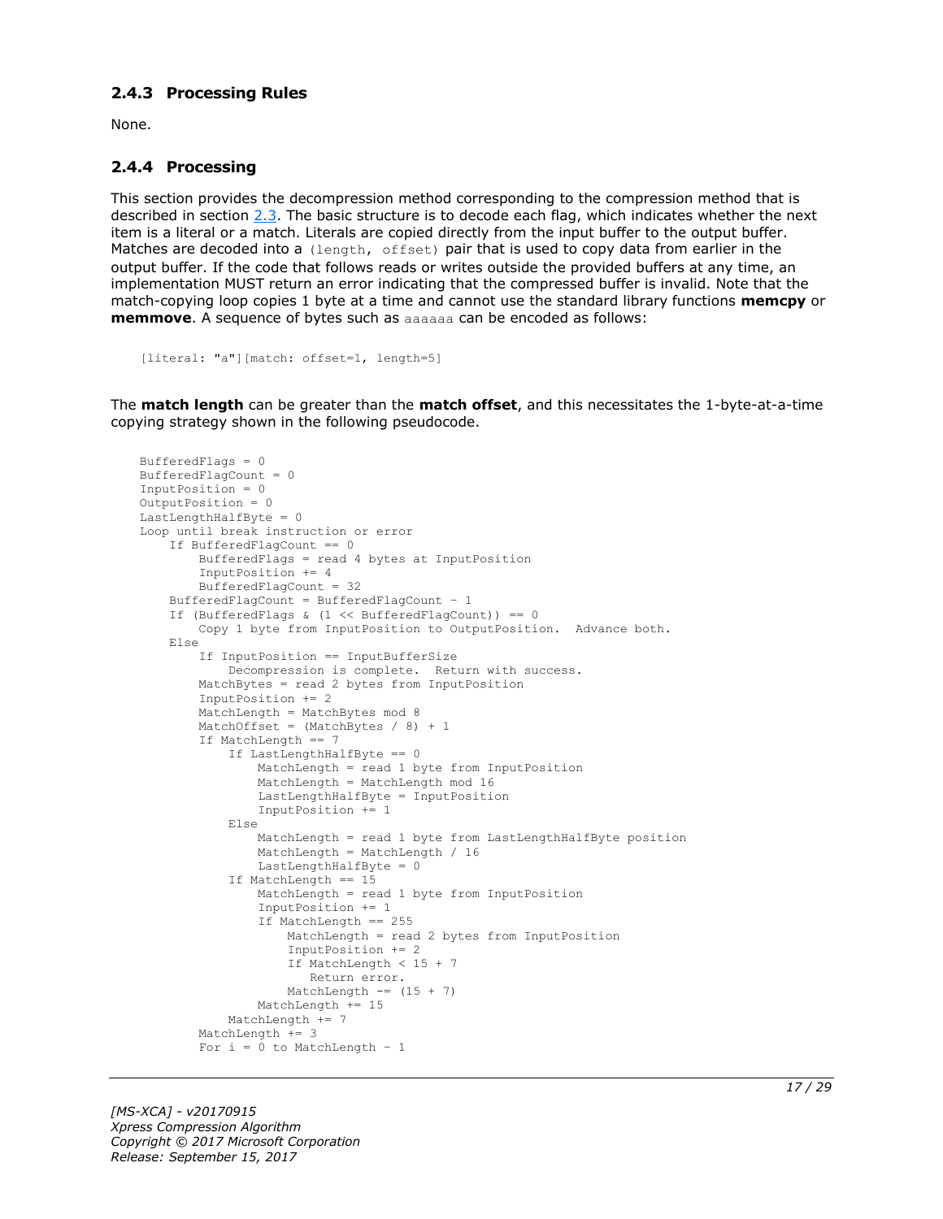### 2.4.3 Processing Rules

None.

### 2.4.4 Processing

This section provides the decompression method corresponding to the compression method that is described in section 2.3. The basic structure is to decode each flag, which indicates whether the next item is a literal or a match. Literals are copied directly from the input buffer to the output buffer. Matches are decoded into a `(length, offset)` pair that is used to copy data from earlier in the output buffer. If the code that follows reads or writes outside the provided buffers at any time, an implementation MUST return an error indicating that the compressed buffer is invalid. Note that the match-copying loop copies 1 byte at a time and cannot use the standard library functions **memcpy** or **memmove**. A sequence of bytes such as `aaaaaa` can be encoded as follows:

```
[literal: "a"][match: offset=1, length=5]
```

The **match length** can be greater than the **match offset**, and this necessitates the 1-byte-at-a-time copying strategy shown in the following pseudocode.

```
BufferedFlags = 0
BufferedFlagCount = 0
InputPosition = 0
OutputPosition = 0
LastLengthHalfByte = 0
Loop until break instruction or error
    If BufferedFlagCount == 0
        BufferedFlags = read 4 bytes at InputPosition
        InputPosition += 4
        BufferedFlagCount = 32
    BufferedFlagCount = BufferedFlagCount - 1
    If (BufferedFlags & (1 << BufferedFlagCount)) == 0
        Copy 1 byte from InputPosition to OutputPosition.  Advance both.
    Else
        If InputPosition == InputBufferSize
            Decompression is complete.  Return with success.
        MatchBytes = read 2 bytes from InputPosition
        InputPosition += 2
        MatchLength = MatchBytes mod 8
        MatchOffset = (MatchBytes / 8) + 1
        If MatchLength == 7
            If LastLengthHalfByte == 0
                MatchLength = read 1 byte from InputPosition
                MatchLength = MatchLength mod 16
                LastLengthHalfByte = InputPosition
                InputPosition += 1
            Else
                MatchLength = read 1 byte from LastLengthHalfByte position
                MatchLength = MatchLength / 16
                LastLengthHalfByte = 0
            If MatchLength == 15
                MatchLength = read 1 byte from InputPosition
                InputPosition += 1
                If MatchLength == 255
                    MatchLength = read 2 bytes from InputPosition
                    InputPosition += 2
                    If MatchLength < 15 + 7
                       Return error.
                    MatchLength -= (15 + 7)
                MatchLength += 15
            MatchLength += 7
        MatchLength += 3
        For i = 0 to MatchLength - 1
```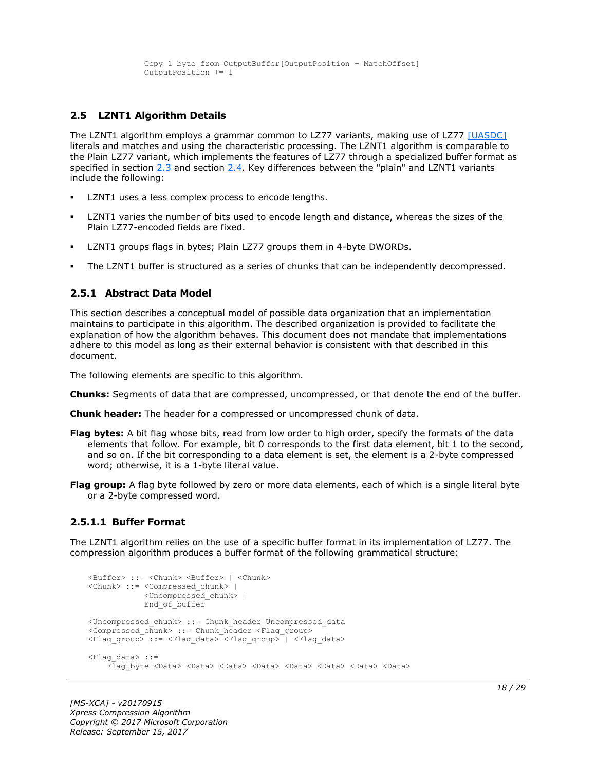```
Copy 1 byte from OutputBuffer[OutputPosition – MatchOffset]
OutputPosition += 1
```

## 2.5 LZNT1 Algorithm Details

The LZNT1 algorithm employs a grammar common to LZ77 variants, making use of LZ77 [UASDC] literals and matches and using the characteristic processing. The LZNT1 algorithm is comparable to the Plain LZ77 variant, which implements the features of LZ77 through a specialized buffer format as specified in section 2.3 and section 2.4. Key differences between the "plain" and LZNT1 variants include the following:

- LZNT1 uses a less complex process to encode lengths.
- LZNT1 varies the number of bits used to encode length and distance, whereas the sizes of the Plain LZ77-encoded fields are fixed.
- LZNT1 groups flags in bytes; Plain LZ77 groups them in 4-byte DWORDs.
- The LZNT1 buffer is structured as a series of chunks that can be independently decompressed.

### 2.5.1 Abstract Data Model

This section describes a conceptual model of possible data organization that an implementation maintains to participate in this algorithm. The described organization is provided to facilitate the explanation of how the algorithm behaves. This document does not mandate that implementations adhere to this model as long as their external behavior is consistent with that described in this document.

The following elements are specific to this algorithm.

**Chunks:** Segments of data that are compressed, uncompressed, or that denote the end of the buffer.

**Chunk header:** The header for a compressed or uncompressed chunk of data.

**Flag bytes:** A bit flag whose bits, read from low order to high order, specify the formats of the data elements that follow. For example, bit 0 corresponds to the first data element, bit 1 to the second, and so on. If the bit corresponding to a data element is set, the element is a 2-byte compressed word; otherwise, it is a 1-byte literal value.

**Flag group:** A flag byte followed by zero or more data elements, each of which is a single literal byte or a 2-byte compressed word.

#### 2.5.1.1 Buffer Format

The LZNT1 algorithm relies on the use of a specific buffer format in its implementation of LZ77. The compression algorithm produces a buffer format of the following grammatical structure:

```
<Buffer> ::= <Chunk> <Buffer> | <Chunk>
<Chunk> ::= <Compressed_chunk> |
            <Uncompressed_chunk> |
            End_of_buffer

<Uncompressed_chunk> ::= Chunk_header Uncompressed_data
<Compressed_chunk> ::= Chunk_header <Flag_group>
<Flag_group> ::= <Flag_data> <Flag_group> | <Flag_data>

<Flag_data> ::=
    Flag_byte <Data> <Data> <Data> <Data> <Data> <Data> <Data> <Data>
```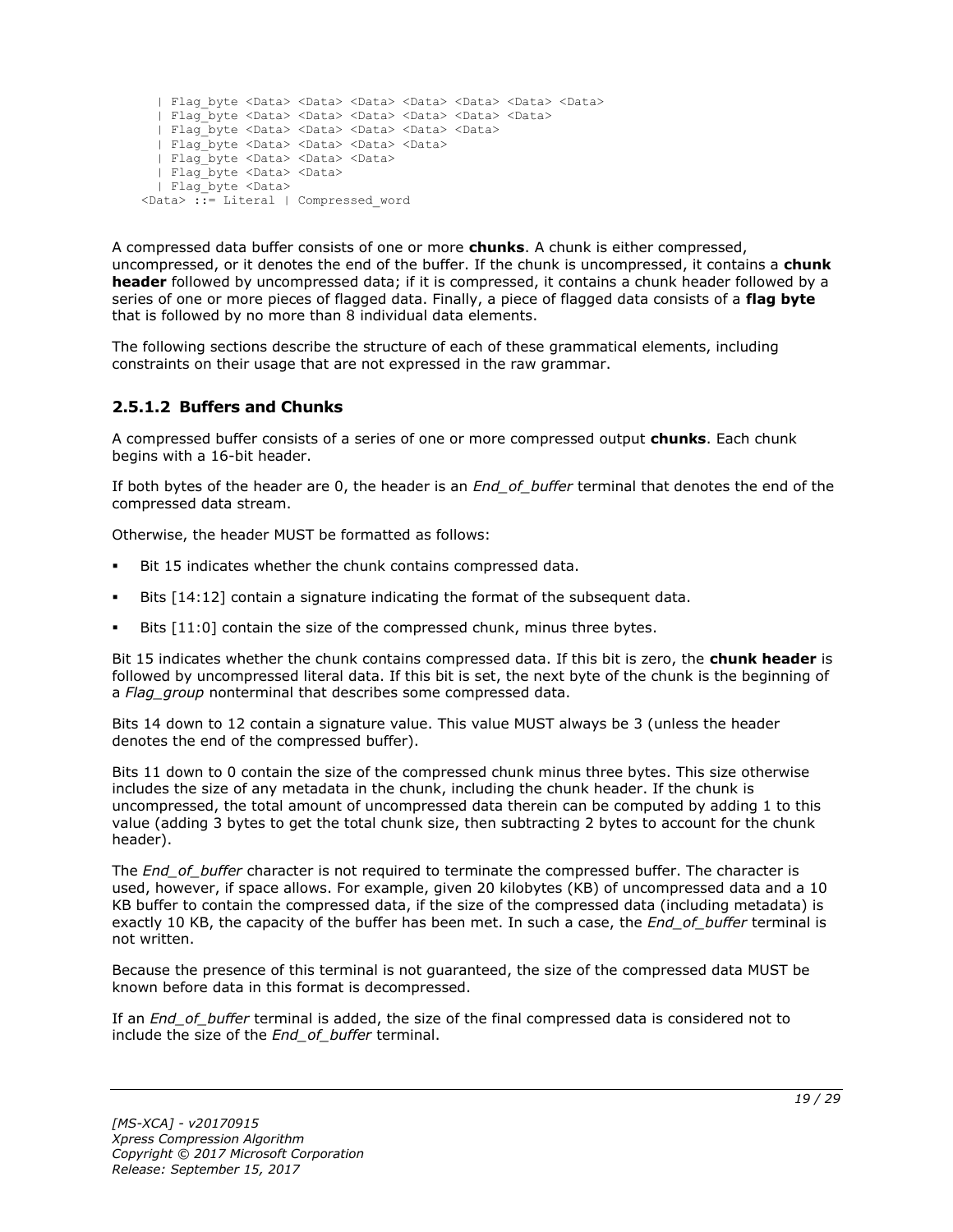```
  | Flag_byte <Data> <Data> <Data> <Data> <Data> <Data> <Data>
  | Flag_byte <Data> <Data> <Data> <Data> <Data> <Data>
  | Flag_byte <Data> <Data> <Data> <Data> <Data>
  | Flag_byte <Data> <Data> <Data> <Data>
  | Flag_byte <Data> <Data> <Data>
  | Flag_byte <Data> <Data>
  | Flag_byte <Data>
<Data> ::= Literal | Compressed_word
```

A compressed data buffer consists of one or more **chunks**. A chunk is either compressed, uncompressed, or it denotes the end of the buffer. If the chunk is uncompressed, it contains a **chunk header** followed by uncompressed data; if it is compressed, it contains a chunk header followed by a series of one or more pieces of flagged data. Finally, a piece of flagged data consists of a **flag byte** that is followed by no more than 8 individual data elements.

The following sections describe the structure of each of these grammatical elements, including constraints on their usage that are not expressed in the raw grammar.

### 2.5.1.2 Buffers and Chunks

A compressed buffer consists of a series of one or more compressed output **chunks**. Each chunk begins with a 16-bit header.

If both bytes of the header are 0, the header is an *End_of_buffer* terminal that denotes the end of the compressed data stream.

Otherwise, the header MUST be formatted as follows:

- Bit 15 indicates whether the chunk contains compressed data.
- Bits [14:12] contain a signature indicating the format of the subsequent data.
- Bits [11:0] contain the size of the compressed chunk, minus three bytes.

Bit 15 indicates whether the chunk contains compressed data. If this bit is zero, the **chunk header** is followed by uncompressed literal data. If this bit is set, the next byte of the chunk is the beginning of a *Flag_group* nonterminal that describes some compressed data.

Bits 14 down to 12 contain a signature value. This value MUST always be 3 (unless the header denotes the end of the compressed buffer).

Bits 11 down to 0 contain the size of the compressed chunk minus three bytes. This size otherwise includes the size of any metadata in the chunk, including the chunk header. If the chunk is uncompressed, the total amount of uncompressed data therein can be computed by adding 1 to this value (adding 3 bytes to get the total chunk size, then subtracting 2 bytes to account for the chunk header).

The *End_of_buffer* character is not required to terminate the compressed buffer. The character is used, however, if space allows. For example, given 20 kilobytes (KB) of uncompressed data and a 10 KB buffer to contain the compressed data, if the size of the compressed data (including metadata) is exactly 10 KB, the capacity of the buffer has been met. In such a case, the *End_of_buffer* terminal is not written.

Because the presence of this terminal is not guaranteed, the size of the compressed data MUST be known before data in this format is decompressed.

If an *End_of_buffer* terminal is added, the size of the final compressed data is considered not to include the size of the *End_of_buffer* terminal.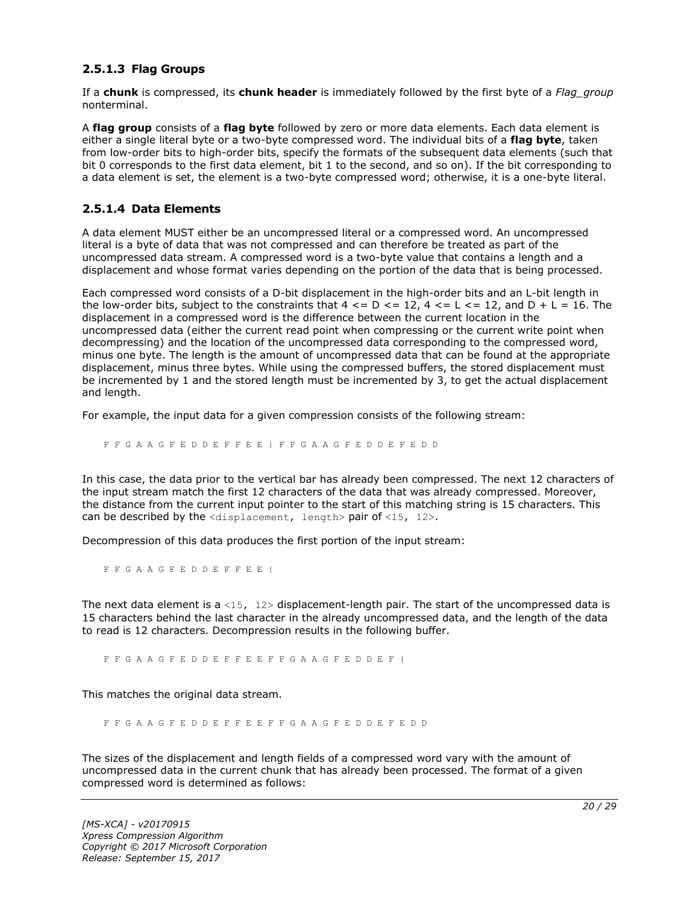### 2.5.1.3 Flag Groups

If a **chunk** is compressed, its **chunk header** is immediately followed by the first byte of a *Flag_group* nonterminal.

A **flag group** consists of a **flag byte** followed by zero or more data elements. Each data element is either a single literal byte or a two-byte compressed word. The individual bits of a **flag byte**, taken from low-order bits to high-order bits, specify the formats of the subsequent data elements (such that bit 0 corresponds to the first data element, bit 1 to the second, and so on). If the bit corresponding to a data element is set, the element is a two-byte compressed word; otherwise, it is a one-byte literal.

### 2.5.1.4 Data Elements

A data element MUST either be an uncompressed literal or a compressed word. An uncompressed literal is a byte of data that was not compressed and can therefore be treated as part of the uncompressed data stream. A compressed word is a two-byte value that contains a length and a displacement and whose format varies depending on the portion of the data that is being processed.

Each compressed word consists of a D-bit displacement in the high-order bits and an L-bit length in the low-order bits, subject to the constraints that 4 <= D <= 12, 4 <= L <= 12, and D + L = 16. The displacement in a compressed word is the difference between the current location in the uncompressed data (either the current read point when compressing or the current write point when decompressing) and the location of the uncompressed data corresponding to the compressed word, minus one byte. The length is the amount of uncompressed data that can be found at the appropriate displacement, minus three bytes. While using the compressed buffers, the stored displacement must be incremented by 1 and the stored length must be incremented by 3, to get the actual displacement and length.

For example, the input data for a given compression consists of the following stream:

```
F F G A A G F E D D E F F E E | F F G A A G F E D D E F E D D
```

In this case, the data prior to the vertical bar has already been compressed. The next 12 characters of the input stream match the first 12 characters of the data that was already compressed. Moreover, the distance from the current input pointer to the start of this matching string is 15 characters. This can be described by the `<displacement, length>` pair of `<15, 12>`.

Decompression of this data produces the first portion of the input stream:

```
F F G A A G F E D D E F F E E |
```

The next data element is a `<15, 12>` displacement-length pair. The start of the uncompressed data is 15 characters behind the last character in the already uncompressed data, and the length of the data to read is 12 characters. Decompression results in the following buffer.

```
F F G A A G F E D D E F F E E F F G A A G F E D D E F |
```

This matches the original data stream.

```
F F G A A G F E D D E F F E E F F G A A G F E D D E F E D D
```

The sizes of the displacement and length fields of a compressed word vary with the amount of uncompressed data in the current chunk that has already been processed. The format of a given compressed word is determined as follows: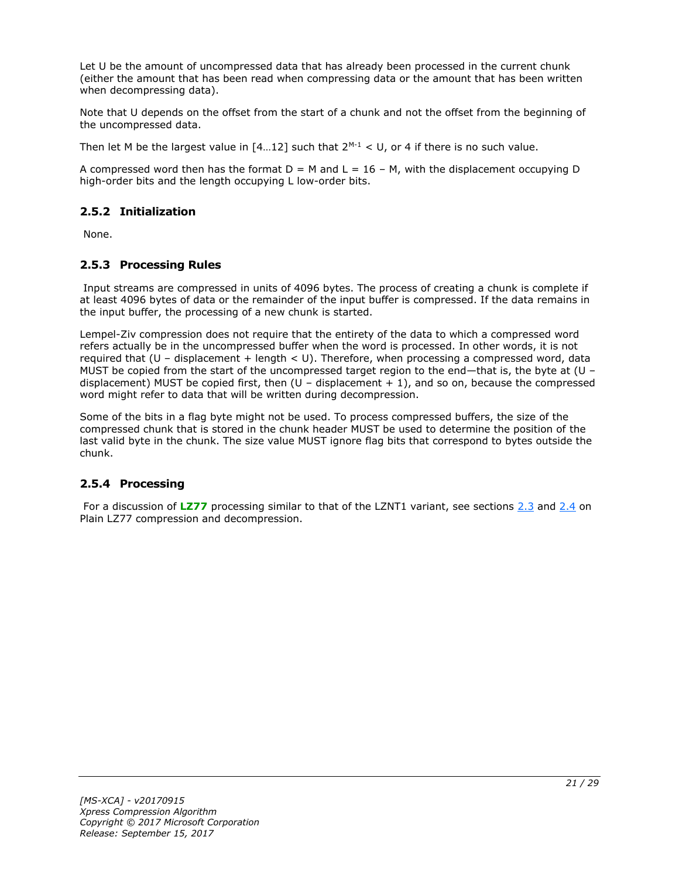Let U be the amount of uncompressed data that has already been processed in the current chunk (either the amount that has been read when compressing data or the amount that has been written when decompressing data).

Note that U depends on the offset from the start of a chunk and not the offset from the beginning of the uncompressed data.

Then let M be the largest value in [4…12] such that $2^{M-1} < U$, or 4 if there is no such value.

A compressed word then has the format D = M and L = 16 – M, with the displacement occupying D high-order bits and the length occupying L low-order bits.

### 2.5.2 Initialization

None.

### 2.5.3 Processing Rules

Input streams are compressed in units of 4096 bytes. The process of creating a chunk is complete if at least 4096 bytes of data or the remainder of the input buffer is compressed. If the data remains in the input buffer, the processing of a new chunk is started.

Lempel-Ziv compression does not require that the entirety of the data to which a compressed word refers actually be in the uncompressed buffer when the word is processed. In other words, it is not required that (U – displacement + length < U). Therefore, when processing a compressed word, data MUST be copied from the start of the uncompressed target region to the end—that is, the byte at (U – displacement) MUST be copied first, then (U – displacement + 1), and so on, because the compressed word might refer to data that will be written during decompression.

Some of the bits in a flag byte might not be used. To process compressed buffers, the size of the compressed chunk that is stored in the chunk header MUST be used to determine the position of the last valid byte in the chunk. The size value MUST ignore flag bits that correspond to bytes outside the chunk.

### 2.5.4 Processing

For a discussion of **LZ77** processing similar to that of the LZNT1 variant, see sections 2.3 and 2.4 on Plain LZ77 compression and decompression.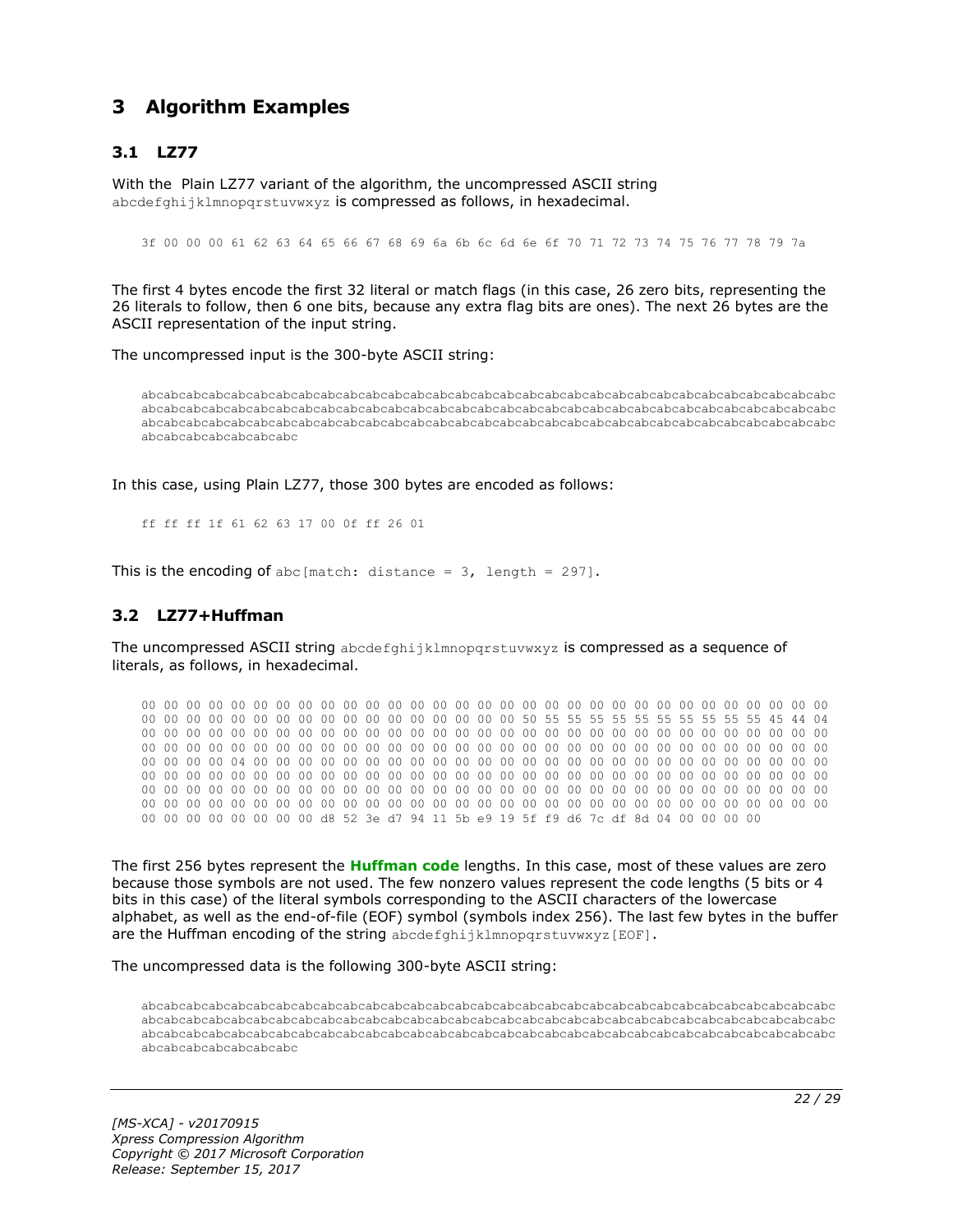# 3 Algorithm Examples

## 3.1 LZ77

With the Plain LZ77 variant of the algorithm, the uncompressed ASCII string `abcdefghijklmnopqrstuvwxyz` is compressed as follows, in hexadecimal.

```
3f 00 00 00 61 62 63 64 65 66 67 68 69 6a 6b 6c 6d 6e 6f 70 71 72 73 74 75 76 77 78 79 7a
```

The first 4 bytes encode the first 32 literal or match flags (in this case, 26 zero bits, representing the 26 literals to follow, then 6 one bits, because any extra flag bits are ones). The next 26 bytes are the ASCII representation of the input string.

The uncompressed input is the 300-byte ASCII string:

```
abcabcabcabcabcabcabcabcabcabcabcabcabcabcabcabcabcabcabcabcabcabcabcabcabcabcabcabcabcabcabcabcabcabc
abcabcabcabcabcabcabcabcabcabcabcabcabcabcabcabcabcabcabcabcabcabcabcabcabcabcabcabcabcabcabcabcabcabc
abcabcabcabcabcabcabcabcabcabcabcabcabcabcabcabcabcabcabcabcabcabcabcabcabcabcabcabcabcabcabcabcabcabc
abcabcabcabcabcabcabc
```

In this case, using Plain LZ77, those 300 bytes are encoded as follows:

```
ff ff ff 1f 61 62 63 17 00 0f ff 26 01
```

This is the encoding of `abc[match: distance = 3, length = 297]`.

## 3.2 LZ77+Huffman

The uncompressed ASCII string `abcdefghijklmnopqrstuvwxyz` is compressed as a sequence of literals, as follows, in hexadecimal.

```
00 00 00 00 00 00 00 00 00 00 00 00 00 00 00 00 00 00 00 00 00 00 00 00 00 00 00 00 00 00 00 00
00 00 00 00 00 00 00 00 00 00 00 00 00 00 00 00 00 50 55 55 55 55 55 55 55 55 55 55 55 45 44 04
00 00 00 00 00 00 00 00 00 00 00 00 00 00 00 00 00 00 00 00 00 00 00 00 00 00 00 00 00 00 00 00
00 00 00 00 00 00 00 00 00 00 00 00 00 00 00 00 00 00 00 00 00 00 00 00 00 00 00 00 00 00 00 00
00 00 00 00 04 00 00 00 00 00 00 00 00 00 00 00 00 00 00 00 00 00 00 00 00 00 00 00 00 00 00 00
00 00 00 00 00 00 00 00 00 00 00 00 00 00 00 00 00 00 00 00 00 00 00 00 00 00 00 00 00 00 00 00
00 00 00 00 00 00 00 00 00 00 00 00 00 00 00 00 00 00 00 00 00 00 00 00 00 00 00 00 00 00 00 00
00 00 00 00 00 00 00 00 00 00 00 00 00 00 00 00 00 00 00 00 00 00 00 00 00 00 00 00 00 00 00 00
00 00 00 00 00 00 00 00 d8 52 3e d7 94 11 5b e9 19 5f f9 d6 7c df 8d 04 00 00 00 00
```

The first 256 bytes represent the **Huffman code** lengths. In this case, most of these values are zero because those symbols are not used. The few nonzero values represent the code lengths (5 bits or 4 bits in this case) of the literal symbols corresponding to the ASCII characters of the lowercase alphabet, as well as the end-of-file (EOF) symbol (symbols index 256). The last few bytes in the buffer are the Huffman encoding of the string `abcdefghijklmnopqrstuvwxyz[EOF]`.

The uncompressed data is the following 300-byte ASCII string:

```
abcabcabcabcabcabcabcabcabcabcabcabcabcabcabcabcabcabcabcabcabcabcabcabcabcabcabcabcabcabcabcabcabcabc
abcabcabcabcabcabcabcabcabcabcabcabcabcabcabcabcabcabcabcabcabcabcabcabcabcabcabcabcabcabcabcabcabcabc
abcabcabcabcabcabcabcabcabcabcabcabcabcabcabcabcabcabcabcabcabcabcabcabcabcabcabcabcabcabcabcabcabcabc
abcabcabcabcabcabcabc
```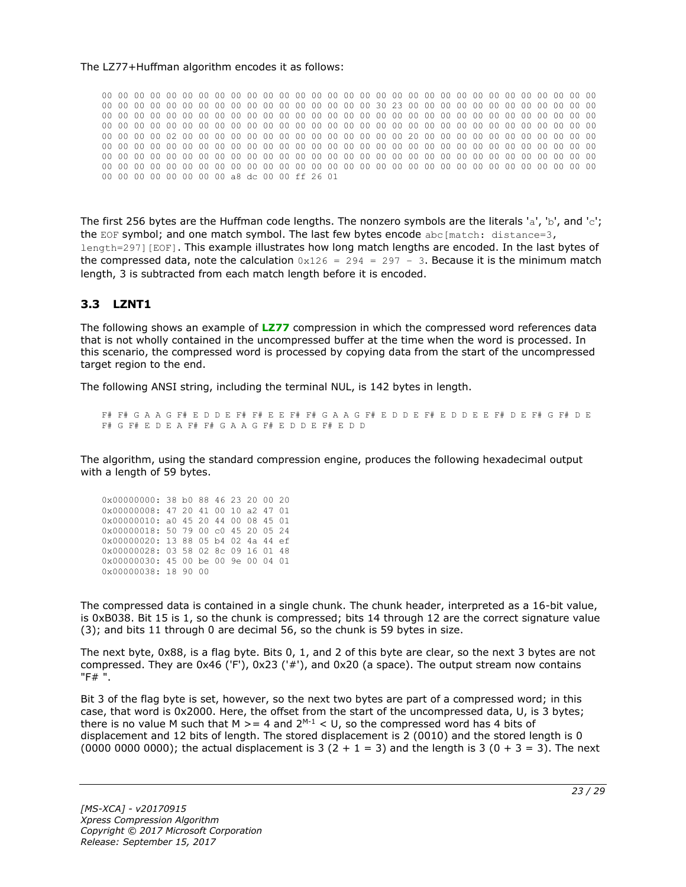The LZ77+Huffman algorithm encodes it as follows:

```
00 00 00 00 00 00 00 00 00 00 00 00 00 00 00 00 00 00 00 00 00 00 00 00 00 00 00 00 00 00 00 00
00 00 00 00 00 00 00 00 00 00 00 00 00 00 00 00 30 23 00 00 00 00 00 00 00 00 00 00 00 00 00 00
00 00 00 00 00 00 00 00 00 00 00 00 00 00 00 00 00 00 00 00 00 00 00 00 00 00 00 00 00 00 00 00
00 00 00 00 00 00 00 00 00 00 00 00 00 00 00 00 00 00 00 00 00 00 00 00 00 00 00 00 00 00 00 00
00 00 00 00 02 00 00 00 00 00 00 00 00 00 00 00 00 00 00 00 20 00 00 00 00 00 00 00 00 00 00 00
00 00 00 00 00 00 00 00 00 00 00 00 00 00 00 00 00 00 00 00 00 00 00 00 00 00 00 00 00 00 00 00
00 00 00 00 00 00 00 00 00 00 00 00 00 00 00 00 00 00 00 00 00 00 00 00 00 00 00 00 00 00 00 00
00 00 00 00 00 00 00 00 00 00 00 00 00 00 00 00 00 00 00 00 00 00 00 00 00 00 00 00 00 00 00 00
00 00 00 00 00 00 00 00 a8 dc 00 00 ff 26 01
```

The first 256 bytes are the Huffman code lengths. The nonzero symbols are the literals 'a', 'b', and 'c'; the EOF symbol; and one match symbol. The last few bytes encode abc[match: distance=3, length=297][EOF]. This example illustrates how long match lengths are encoded. In the last bytes of the compressed data, note the calculation 0x126 = 294 = 297 - 3. Because it is the minimum match length, 3 is subtracted from each match length before it is encoded.

## 3.3 LZNT1

The following shows an example of **LZ77** compression in which the compressed word references data that is not wholly contained in the uncompressed buffer at the time when the word is processed. In this scenario, the compressed word is processed by copying data from the start of the uncompressed target region to the end.

The following ANSI string, including the terminal NUL, is 142 bytes in length.

```
F# F# G A A G F# E D D E F# F# E E F# F# G A A G F# E D D E F# E D D E E F# D E F# G F# D E
F# G F# E D E A F# F# G A A G F# E D D E F# E D D
```

The algorithm, using the standard compression engine, produces the following hexadecimal output with a length of 59 bytes.

```
0x00000000: 38 b0 88 46 23 20 00 20
0x00000008: 47 20 41 00 10 a2 47 01
0x00000010: a0 45 20 44 00 08 45 01
0x00000018: 50 79 00 c0 45 20 05 24
0x00000020: 13 88 05 b4 02 4a 44 ef
0x00000028: 03 58 02 8c 09 16 01 48
0x00000030: 45 00 be 00 9e 00 04 01
0x00000038: 18 90 00
```

The compressed data is contained in a single chunk. The chunk header, interpreted as a 16-bit value, is 0xB038. Bit 15 is 1, so the chunk is compressed; bits 14 through 12 are the correct signature value (3); and bits 11 through 0 are decimal 56, so the chunk is 59 bytes in size.

The next byte, 0x88, is a flag byte. Bits 0, 1, and 2 of this byte are clear, so the next 3 bytes are not compressed. They are 0x46 ('F'), 0x23 ('#'), and 0x20 (a space). The output stream now contains "F# ".

Bit 3 of the flag byte is set, however, so the next two bytes are part of a compressed word; in this case, that word is 0x2000. Here, the offset from the start of the uncompressed data, U, is 3 bytes; there is no value M such that M >= 4 and $2^{M-1}$ < U, so the compressed word has 4 bits of displacement and 12 bits of length. The stored displacement is 2 (0010) and the stored length is 0 (0000 0000 0000); the actual displacement is 3 (2 + 1 = 3) and the length is 3 (0 + 3 = 3). The next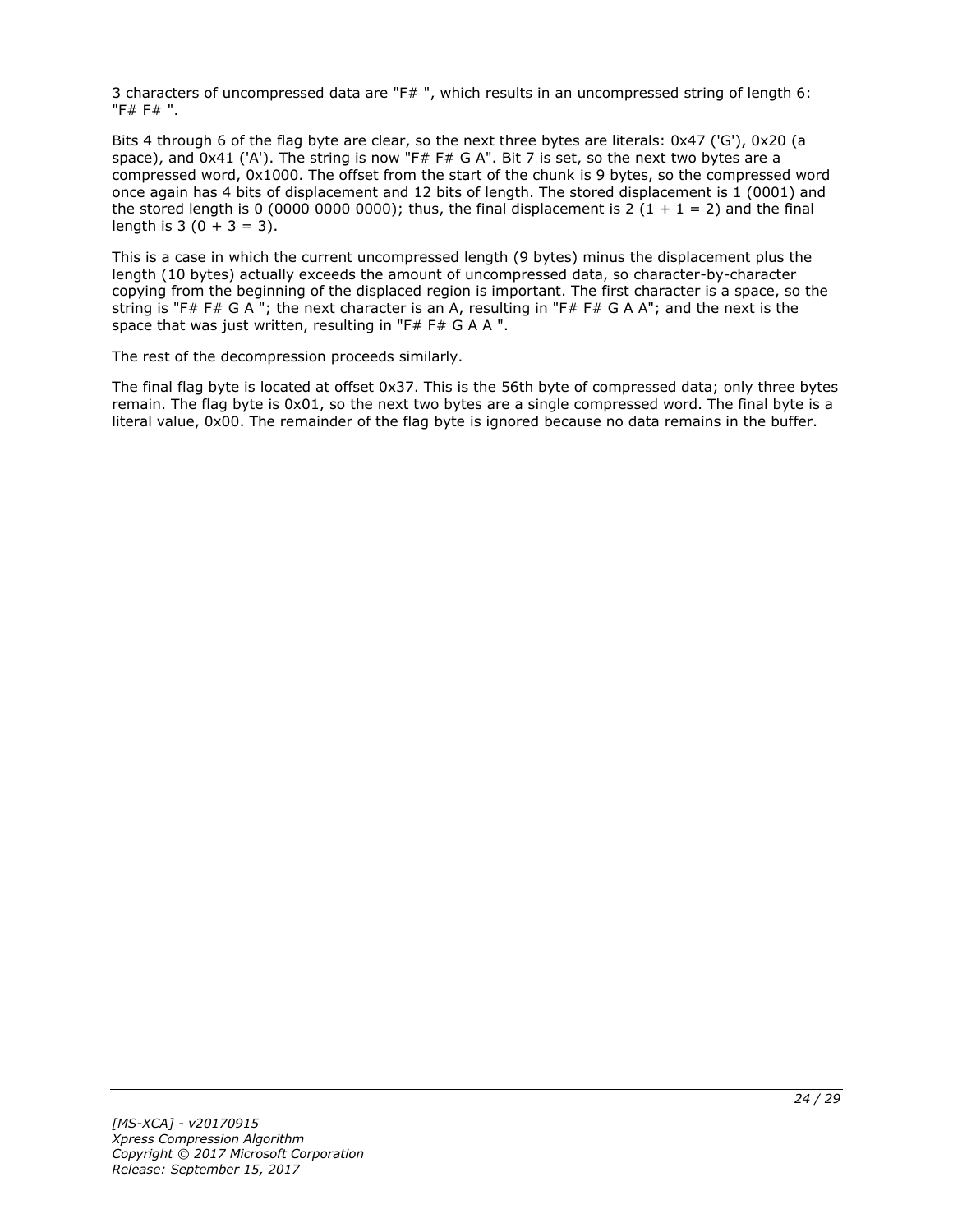3 characters of uncompressed data are "F# ", which results in an uncompressed string of length 6: "F# F# ".

Bits 4 through 6 of the flag byte are clear, so the next three bytes are literals: 0x47 ('G'), 0x20 (a space), and 0x41 ('A'). The string is now "F# F# G A". Bit 7 is set, so the next two bytes are a compressed word, 0x1000. The offset from the start of the chunk is 9 bytes, so the compressed word once again has 4 bits of displacement and 12 bits of length. The stored displacement is 1 (0001) and the stored length is 0 (0000 0000 0000); thus, the final displacement is 2 (1 + 1 = 2) and the final length is 3 (0 + 3 = 3).

This is a case in which the current uncompressed length (9 bytes) minus the displacement plus the length (10 bytes) actually exceeds the amount of uncompressed data, so character-by-character copying from the beginning of the displaced region is important. The first character is a space, so the string is "F# F# G A "; the next character is an A, resulting in "F# F# G A A"; and the next is the space that was just written, resulting in "F# F# G A A ".

The rest of the decompression proceeds similarly.

The final flag byte is located at offset 0x37. This is the 56th byte of compressed data; only three bytes remain. The flag byte is 0x01, so the next two bytes are a single compressed word. The final byte is a literal value, 0x00. The remainder of the flag byte is ignored because no data remains in the buffer.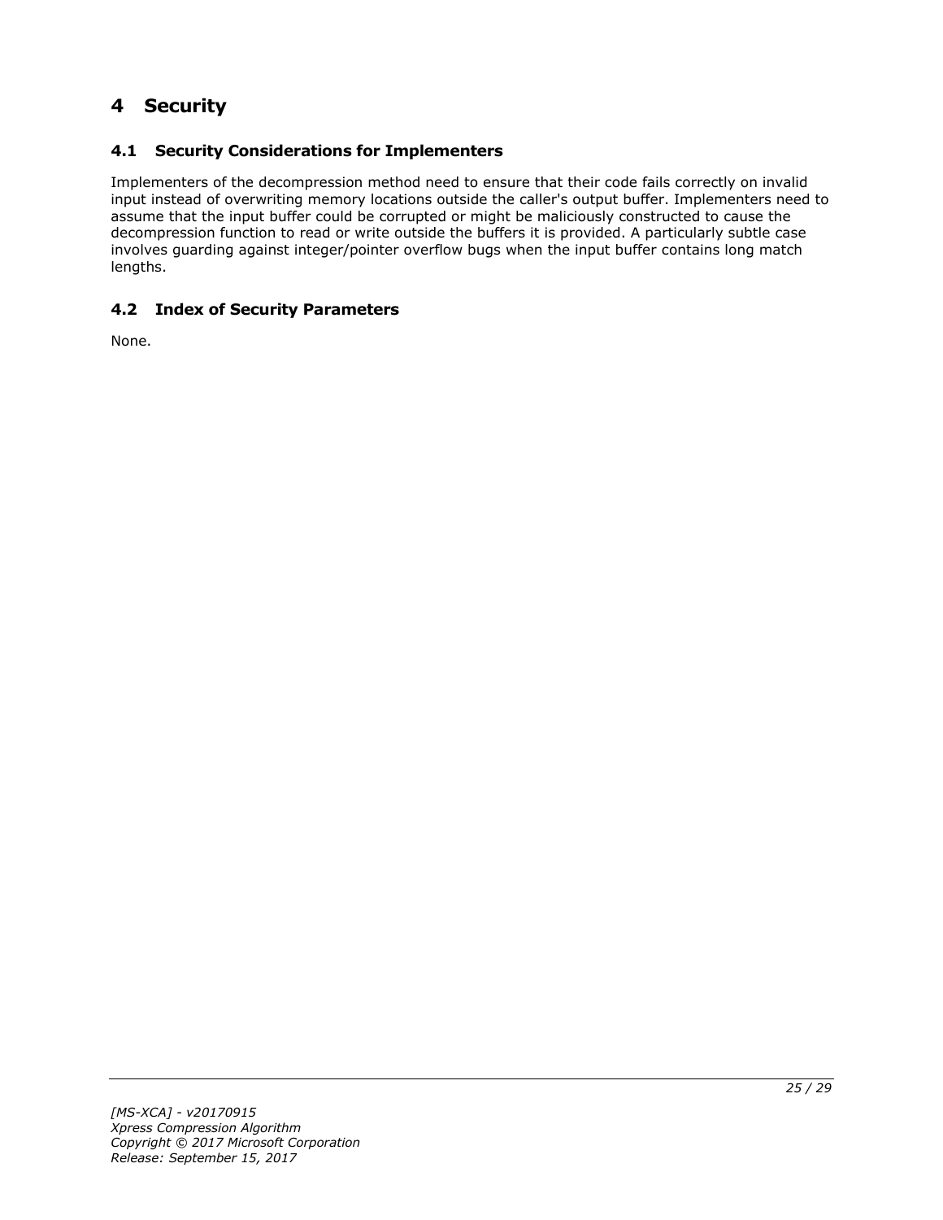# 4 Security

## 4.1 Security Considerations for Implementers

Implementers of the decompression method need to ensure that their code fails correctly on invalid input instead of overwriting memory locations outside the caller's output buffer. Implementers need to assume that the input buffer could be corrupted or might be maliciously constructed to cause the decompression function to read or write outside the buffers it is provided. A particularly subtle case involves guarding against integer/pointer overflow bugs when the input buffer contains long match lengths.

## 4.2 Index of Security Parameters

None.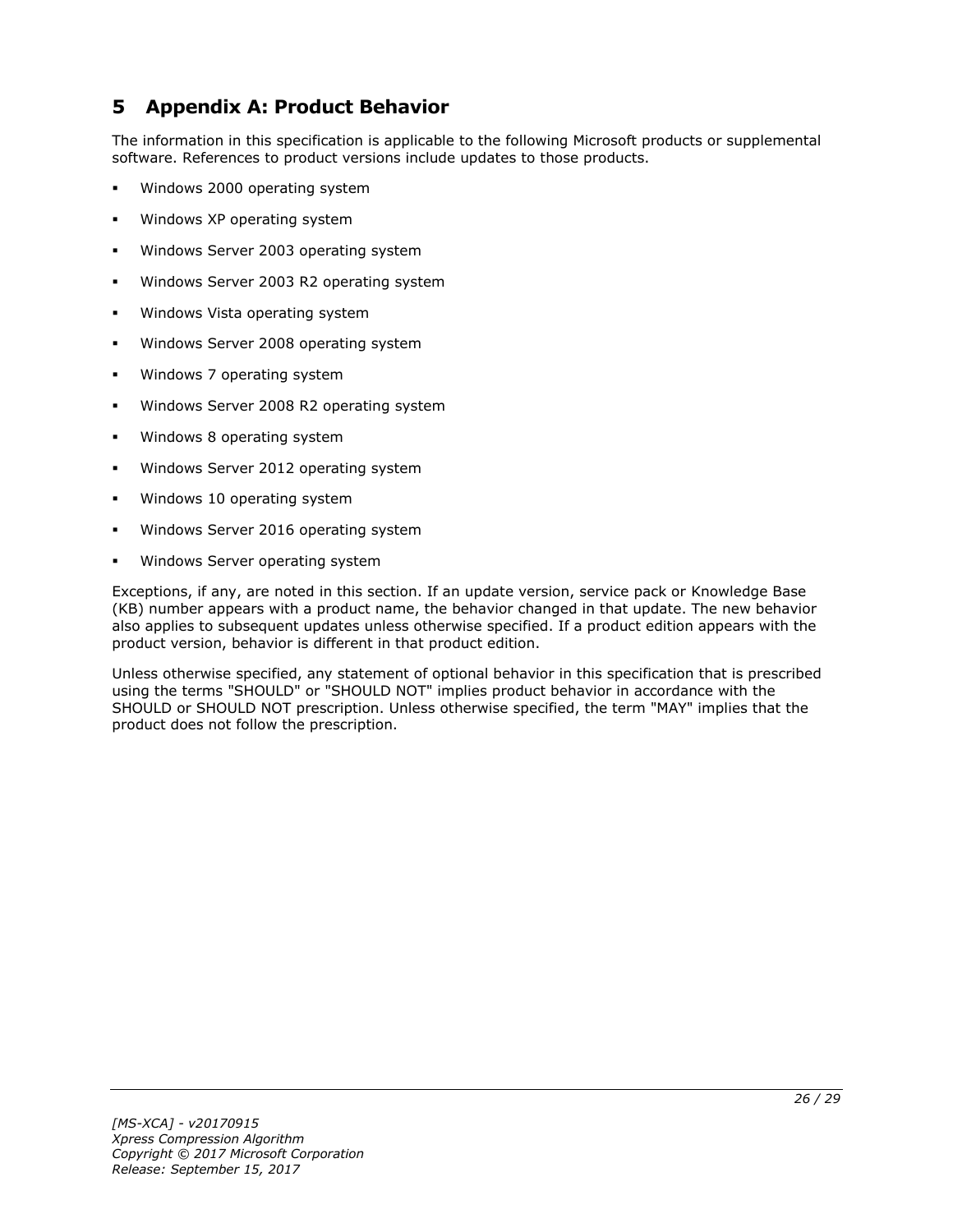# 5 Appendix A: Product Behavior

The information in this specification is applicable to the following Microsoft products or supplemental software. References to product versions include updates to those products.

- Windows 2000 operating system
- Windows XP operating system
- Windows Server 2003 operating system
- Windows Server 2003 R2 operating system
- Windows Vista operating system
- Windows Server 2008 operating system
- Windows 7 operating system
- Windows Server 2008 R2 operating system
- Windows 8 operating system
- Windows Server 2012 operating system
- Windows 10 operating system
- Windows Server 2016 operating system
- Windows Server operating system

Exceptions, if any, are noted in this section. If an update version, service pack or Knowledge Base (KB) number appears with a product name, the behavior changed in that update. The new behavior also applies to subsequent updates unless otherwise specified. If a product edition appears with the product version, behavior is different in that product edition.

Unless otherwise specified, any statement of optional behavior in this specification that is prescribed using the terms "SHOULD" or "SHOULD NOT" implies product behavior in accordance with the SHOULD or SHOULD NOT prescription. Unless otherwise specified, the term "MAY" implies that the product does not follow the prescription.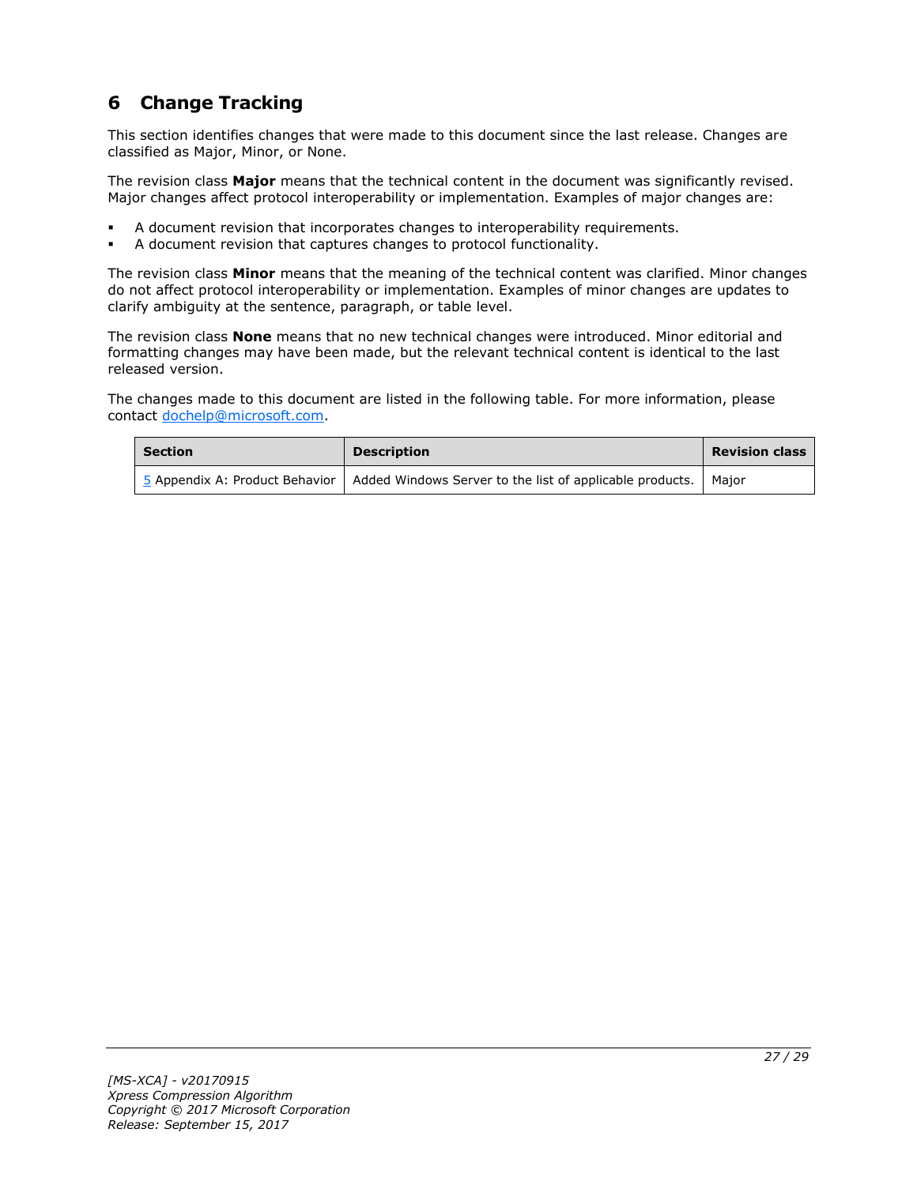# 6 Change Tracking

This section identifies changes that were made to this document since the last release. Changes are classified as Major, Minor, or None.

The revision class **Major** means that the technical content in the document was significantly revised. Major changes affect protocol interoperability or implementation. Examples of major changes are:

- A document revision that incorporates changes to interoperability requirements.
- A document revision that captures changes to protocol functionality.

The revision class **Minor** means that the meaning of the technical content was clarified. Minor changes do not affect protocol interoperability or implementation. Examples of minor changes are updates to clarify ambiguity at the sentence, paragraph, or table level.

The revision class **None** means that no new technical changes were introduced. Minor editorial and formatting changes may have been made, but the relevant technical content is identical to the last released version.

The changes made to this document are listed in the following table. For more information, please contact dochelp@microsoft.com.

| Section | Description | Revision class |
|---|---|---|
| 5 Appendix A: Product Behavior | Added Windows Server to the list of applicable products. | Major |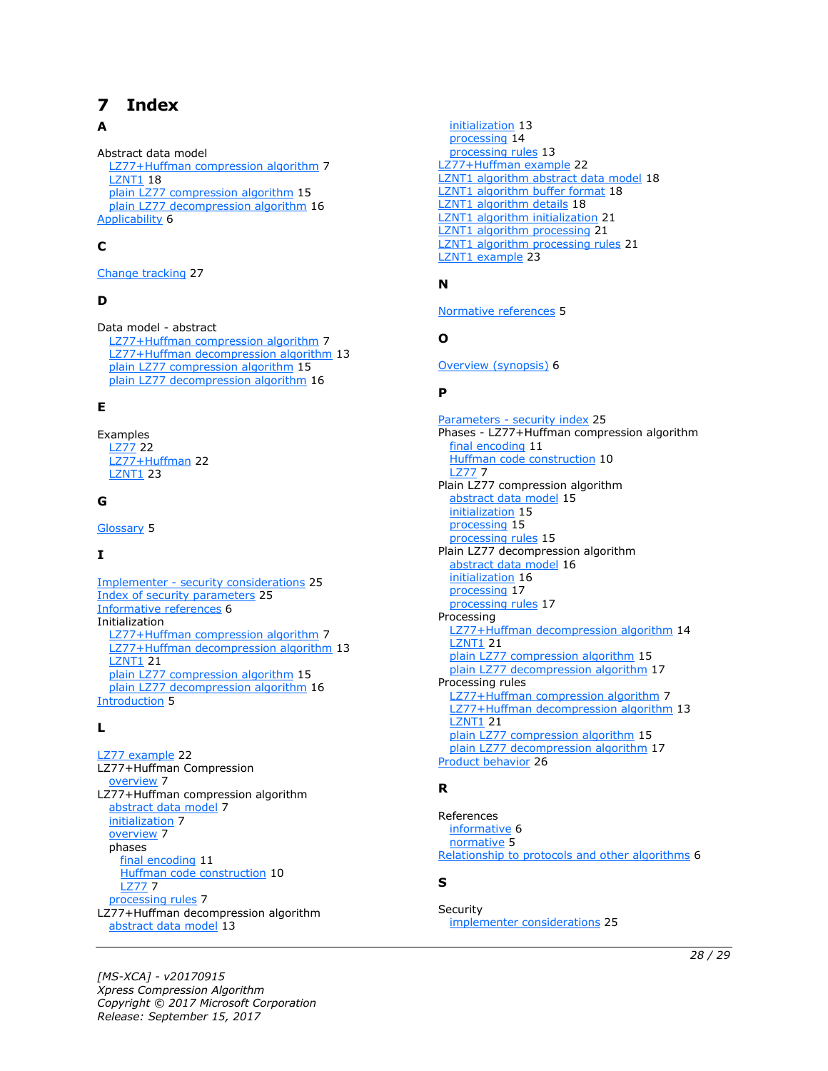# 7 Index

**A**

Abstract data model
- LZ77+Huffman compression algorithm 7
- LZNT1 18
- plain LZ77 compression algorithm 15
- plain LZ77 decompression algorithm 16

Applicability 6

**C**

Change tracking 27

**D**

Data model - abstract
- LZ77+Huffman compression algorithm 7
- LZ77+Huffman decompression algorithm 13
- plain LZ77 compression algorithm 15
- plain LZ77 decompression algorithm 16

**E**

Examples
- LZ77 22
- LZ77+Huffman 22
- LZNT1 23

**G**

Glossary 5

**I**

Implementer - security considerations 25
Index of security parameters 25
Informative references 6
Initialization
- LZ77+Huffman compression algorithm 7
- LZ77+Huffman decompression algorithm 13
- LZNT1 21
- plain LZ77 compression algorithm 15
- plain LZ77 decompression algorithm 16

Introduction 5

**L**

LZ77 example 22
LZ77+Huffman Compression
- overview 7

LZ77+Huffman compression algorithm
- abstract data model 7
- initialization 7
- overview 7
- phases
  - final encoding 11
  - Huffman code construction 10
  - LZ77 7
- processing rules 7

LZ77+Huffman decompression algorithm
- abstract data model 13
- initialization 13
- processing 14
- processing rules 13

LZ77+Huffman example 22
LZNT1 algorithm abstract data model 18
LZNT1 algorithm buffer format 18
LZNT1 algorithm details 18
LZNT1 algorithm initialization 21
LZNT1 algorithm processing 21
LZNT1 algorithm processing rules 21
LZNT1 example 23

**N**

Normative references 5

**O**

Overview (synopsis) 6

**P**

Parameters - security index 25
Phases - LZ77+Huffman compression algorithm
- final encoding 11
- Huffman code construction 10
- LZ77 7

Plain LZ77 compression algorithm
- abstract data model 15
- initialization 15
- processing 15
- processing rules 15

Plain LZ77 decompression algorithm
- abstract data model 16
- initialization 16
- processing 17
- processing rules 17

Processing
- LZ77+Huffman decompression algorithm 14
- LZNT1 21
- plain LZ77 compression algorithm 15
- plain LZ77 decompression algorithm 17

Processing rules
- LZ77+Huffman compression algorithm 7
- LZ77+Huffman decompression algorithm 13
- LZNT1 21
- plain LZ77 compression algorithm 15
- plain LZ77 decompression algorithm 17

Product behavior 26

**R**

References
- informative 6
- normative 5

Relationship to protocols and other algorithms 6

**S**

Security
- implementer considerations 25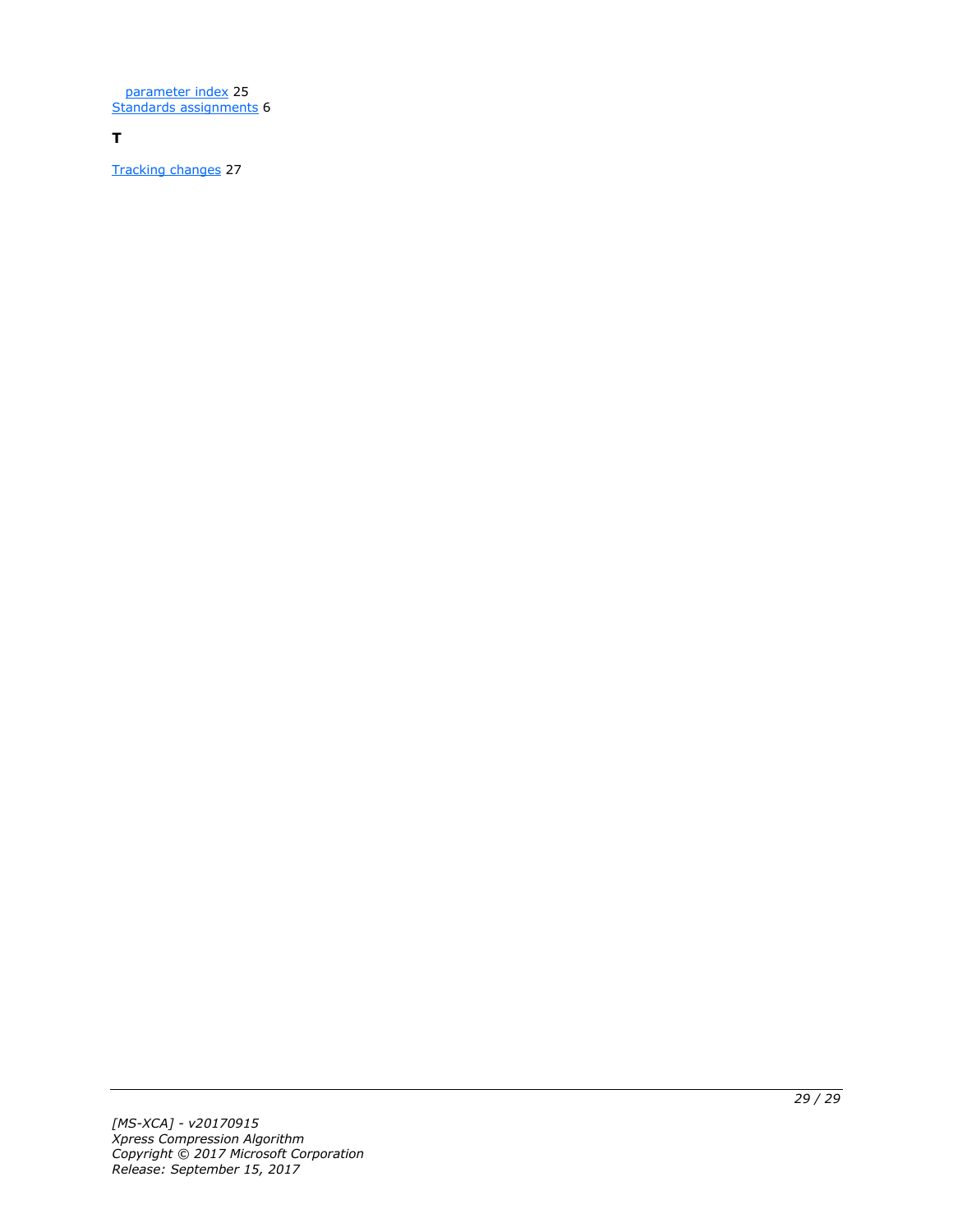parameter index 25
Standards assignments 6

**T**

Tracking changes 27